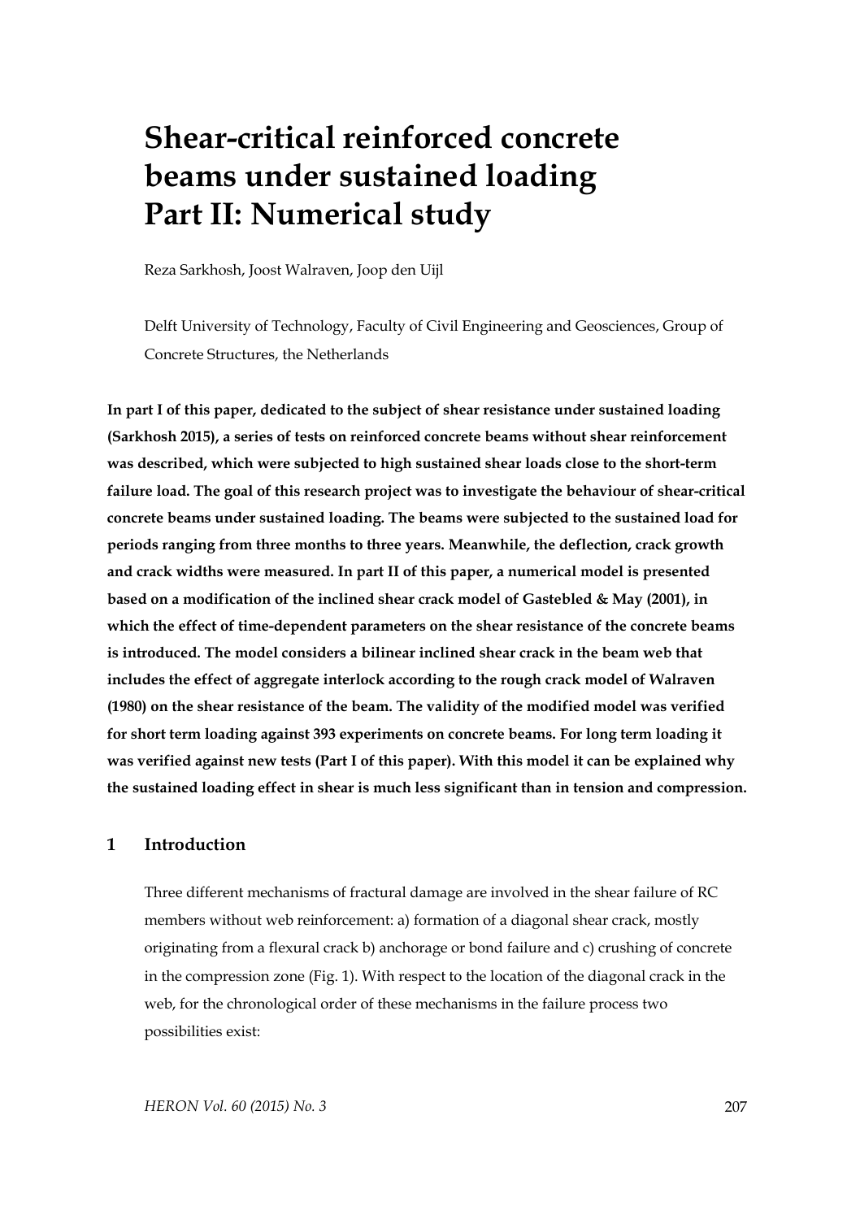# Shear-critical reinforced concrete beams under sustained loading Part II: Numerical study

Reza Sarkhosh, Joost Walraven, Joop den Uijl

Delft University of Technology, Faculty of Civil Engineering and Geosciences, Group of Concrete Structures, the Netherlands

**In part I of this paper, dedicated to the subject of shear resistance under sustained loading (Sarkhosh 2015), a series of tests on reinforced concrete beams without shear reinforcement was described, which were subjected to high sustained shear loads close to the short-term failure load. The goal of this research project was to investigate the behaviour of shear-critical concrete beams under sustained loading. The beams were subjected to the sustained load for periods ranging from three months to three years. Meanwhile, the deflection, crack growth and crack widths were measured. In part II of this paper, a numerical model is presented based on a modification of the inclined shear crack model of Gastebled & May (2001), in which the effect of time-dependent parameters on the shear resistance of the concrete beams is introduced. The model considers a bilinear inclined shear crack in the beam web that includes the effect of aggregate interlock according to the rough crack model of Walraven (1980) on the shear resistance of the beam. The validity of the modified model was verified for short term loading against 393 experiments on concrete beams. For long term loading it was verified against new tests (Part I of this paper). With this model it can be explained why the sustained loading effect in shear is much less significant than in tension and compression.**

## 1 Introduction

Three different mechanisms of fractural damage are involved in the shear failure of RC members without web reinforcement: a) formation of a diagonal shear crack, mostly originating from a flexural crack b) anchorage or bond failure and c) crushing of concrete in the compression zone (Fig. 1). With respect to the location of the diagonal crack in the web, for the chronological order of these mechanisms in the failure process two possibilities exist: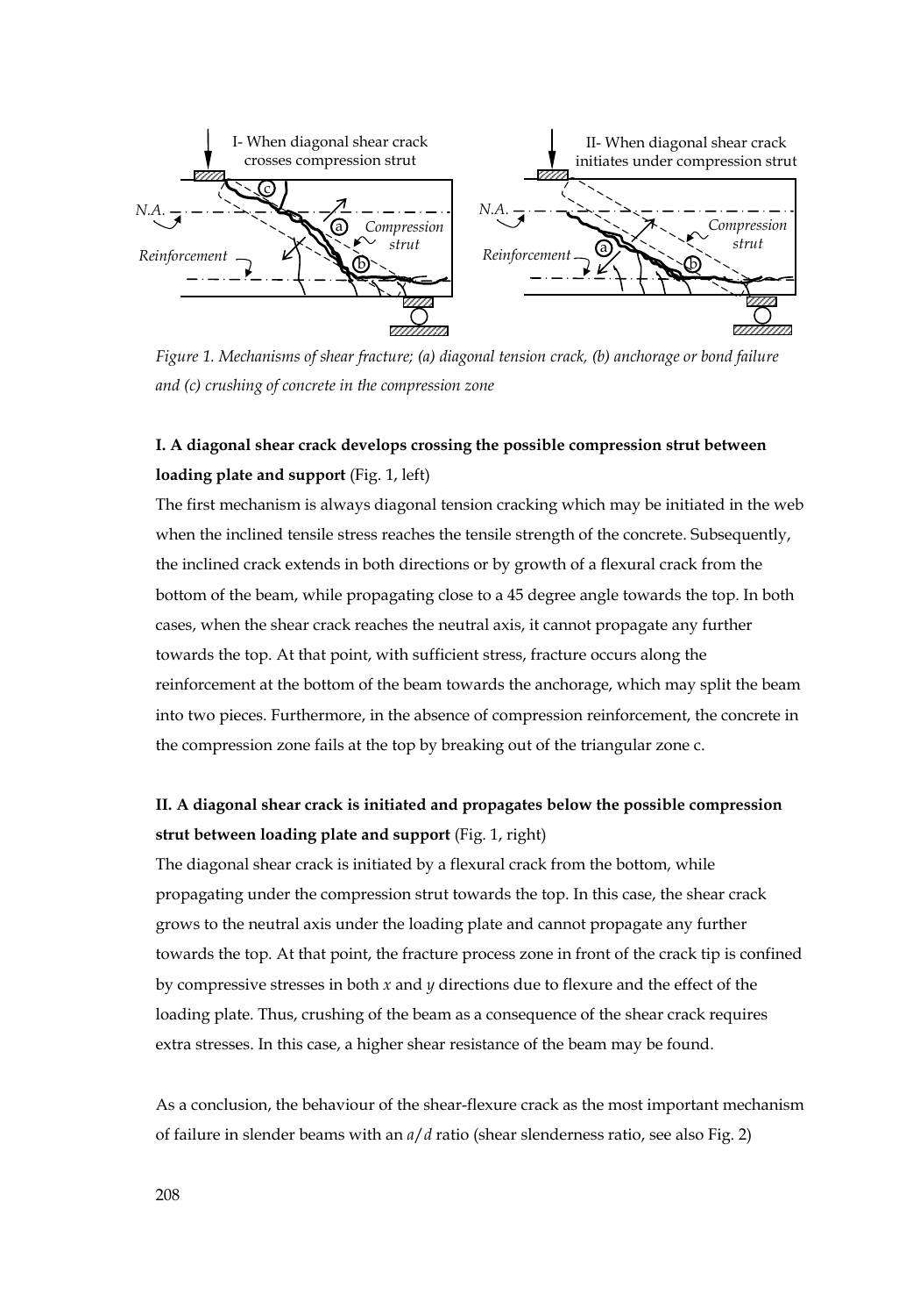Figure 1. Mechanisms of shear fracture; (a) diagonal tension crack, (b) anchorage or bond failure and (c) crushing of concrete in the compression zone

**I. A diagonal shear crack develops crossing the possible compression strut between loading plate and support** (Fig. 1, left)

The first mechanism is always diagonal tension cracking which may be initiated in the web when the inclined tensile stress reaches the tensile strength of the concrete. Subsequently, the inclined crack extends in both directions or by growth of a flexural crack from the bottom of the beam, while propagating close to a 45 degree angle towards the top. In both cases, when the shear crack reaches the neutral axis, it cannot propagate any further towards the top. At that point, with sufficient stress, fracture occurs along the reinforcement at the bottom of the beam towards the anchorage, which may split the beam into two pieces. Furthermore, in the absence of compression reinforcement, the concrete in the compression zone fails at the top by breaking out of the triangular zone c.

**II. A diagonal shear crack is initiated and propagates below the possible compression strut between loading plate and support** (Fig. 1, right)

The diagonal shear crack is initiated by a flexural crack from the bottom, while propagating under the compression strut towards the top. In this case, the shear crack grows to the neutral axis under the loading plate and cannot propagate any further towards the top. At that point, the fracture process zone in front of the crack tip is confined by compressive stresses in both $x$ and $y$ directions due to flexure and the effect of the loading plate. Thus, crushing of the beam as a consequence of the shear crack requires extra stresses. In this case, a higher shear resistance of the beam may be found.

As a conclusion, the behaviour of the shear-flexure crack as the most important mechanism of failure in slender beams with an $a/d$ ratio (shear slenderness ratio, see also Fig. 2)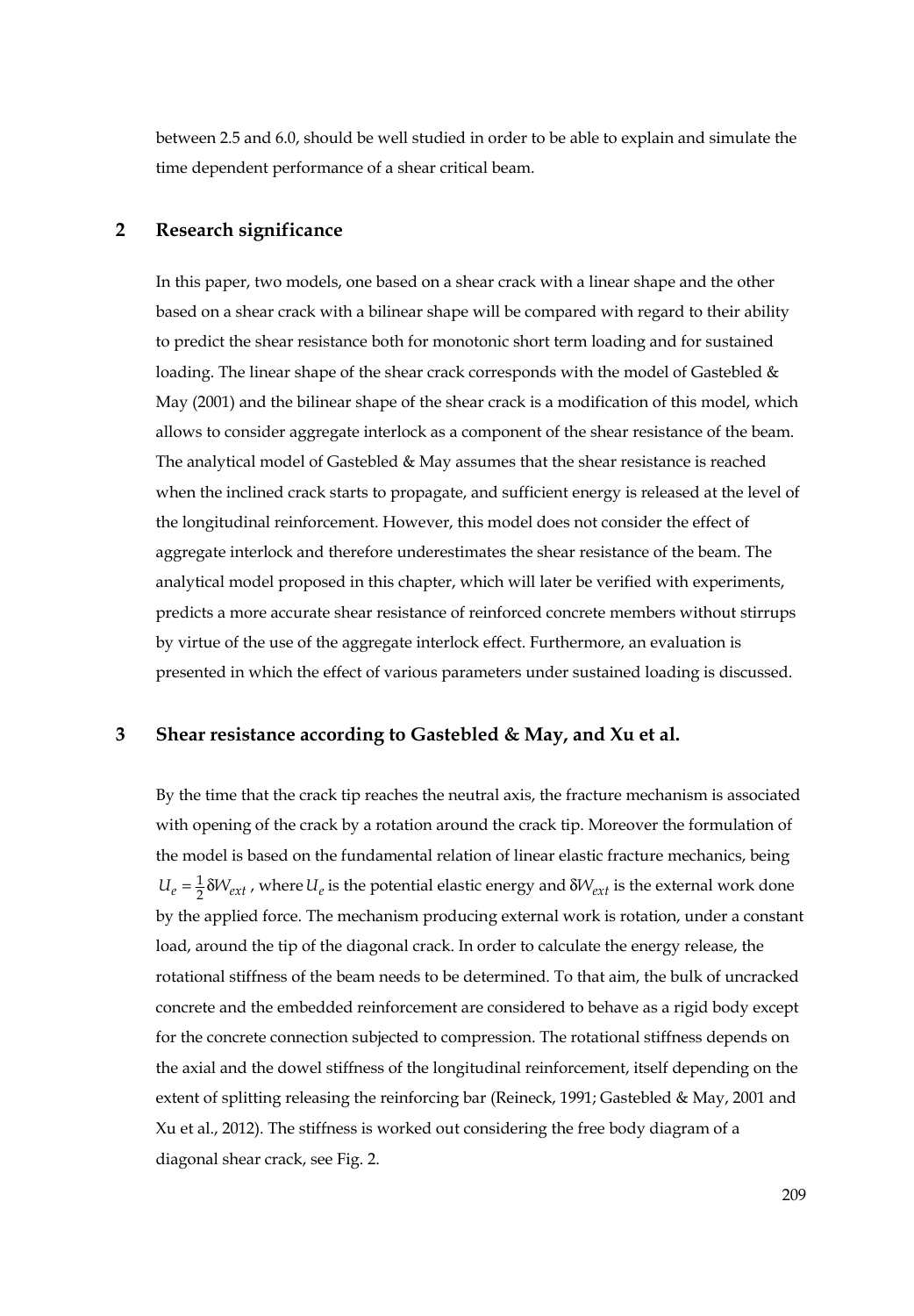between 2.5 and 6.0, should be well studied in order to be able to explain and simulate the time dependent performance of a shear critical beam.

## 2 Research significance

In this paper, two models, one based on a shear crack with a linear shape and the other based on a shear crack with a bilinear shape will be compared with regard to their ability to predict the shear resistance both for monotonic short term loading and for sustained loading. The linear shape of the shear crack corresponds with the model of Gastebled & May (2001) and the bilinear shape of the shear crack is a modification of this model, which allows to consider aggregate interlock as a component of the shear resistance of the beam. The analytical model of Gastebled & May assumes that the shear resistance is reached when the inclined crack starts to propagate, and sufficient energy is released at the level of the longitudinal reinforcement. However, this model does not consider the effect of aggregate interlock and therefore underestimates the shear resistance of the beam. The analytical model proposed in this chapter, which will later be verified with experiments, predicts a more accurate shear resistance of reinforced concrete members without stirrups by virtue of the use of the aggregate interlock effect. Furthermore, an evaluation is presented in which the effect of various parameters under sustained loading is discussed.

## 3 Shear resistance according to Gastebled & May, and Xu et al.

By the time that the crack tip reaches the neutral axis, the fracture mechanism is associated with opening of the crack by a rotation around the crack tip. Moreover the formulation of the model is based on the fundamental relation of linear elastic fracture mechanics, being $U_e = \frac{1}{2}\delta W_{ext}$, where $U_e$ is the potential elastic energy and $\delta W_{ext}$ is the external work done by the applied force. The mechanism producing external work is rotation, under a constant load, around the tip of the diagonal crack. In order to calculate the energy release, the rotational stiffness of the beam needs to be determined. To that aim, the bulk of uncracked concrete and the embedded reinforcement are considered to behave as a rigid body except for the concrete connection subjected to compression. The rotational stiffness depends on the axial and the dowel stiffness of the longitudinal reinforcement, itself depending on the extent of splitting releasing the reinforcing bar (Reineck, 1991; Gastebled & May, 2001 and Xu et al., 2012). The stiffness is worked out considering the free body diagram of a diagonal shear crack, see Fig. 2.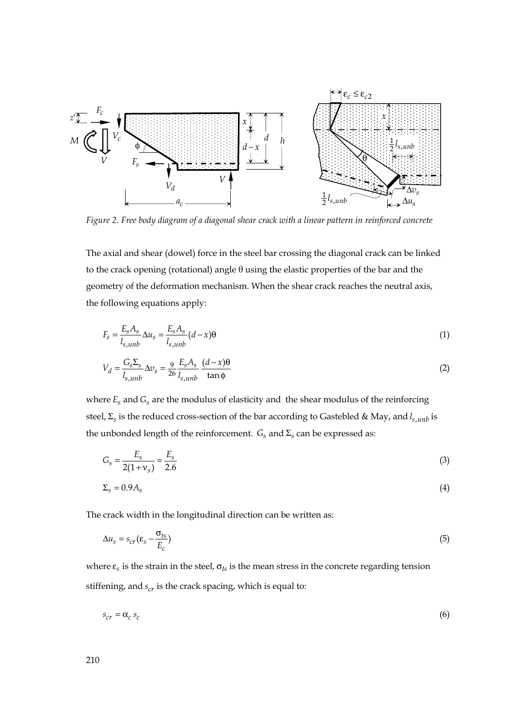Figure 2. Free body diagram of a diagonal shear crack with a linear pattern in reinforced concrete

The axial and shear (dowel) force in the steel bar crossing the diagonal crack can be linked to the crack opening (rotational) angle θ using the elastic properties of the bar and the geometry of the deformation mechanism. When the shear crack reaches the neutral axis, the following equations apply:

$$F_s = \frac{E_s A_s}{l_{s,unb}} \Delta u_s = \frac{E_s A_s}{l_{s,unb}} (d-x)\theta \tag{1}$$

$$V_d = \frac{G_s \Sigma_s}{l_{s,unb}} \Delta v_s = \frac{9}{26} \frac{E_s A_s}{l_{s,unb}} \frac{(d-x)\theta}{\tan\phi} \tag{2}$$

where $E_s$ and $G_s$ are the modulus of elasticity and the shear modulus of the reinforcing steel, $\Sigma_s$ is the reduced cross-section of the bar according to Gastebled & May, and $l_{s,unb}$ is the unbonded length of the reinforcement. $G_s$ and $\Sigma_s$ can be expressed as:

$$G_s = \frac{E_s}{2(1+\nu_s)} = \frac{E_s}{2.6} \tag{3}$$

$$\Sigma_s = 0.9 A_s \tag{4}$$

The crack width in the longitudinal direction can be written as:

$$\Delta u_s = s_{cr} \left(\varepsilon_s - \frac{\sigma_{ts}}{E_c}\right) \tag{5}$$

where $\varepsilon_s$ is the strain in the steel, $\sigma_{ts}$ is the mean stress in the concrete regarding tension stiffening, and $s_{cr}$ is the crack spacing, which is equal to:

$$s_{cr} = \alpha_c \, s_c \tag{6}$$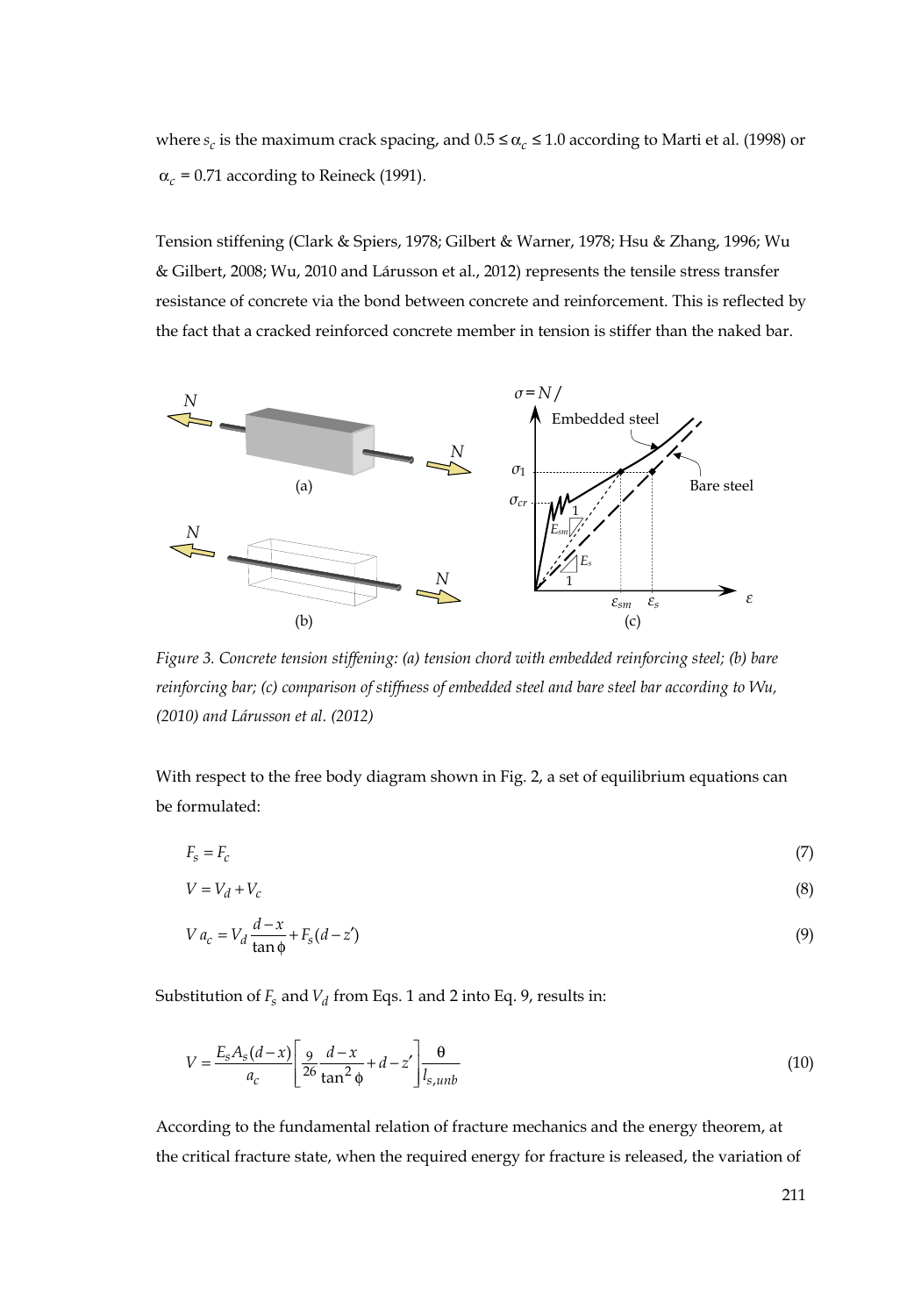where $s_c$ is the maximum crack spacing, and $0.5 \leq \alpha_c \leq 1.0$ according to Marti et al. (1998) or $\alpha_c = 0.71$ according to Reineck (1991).

Tension stiffening (Clark & Spiers, 1978; Gilbert & Warner, 1978; Hsu & Zhang, 1996; Wu & Gilbert, 2008; Wu, 2010 and Lárusson et al., 2012) represents the tensile stress transfer resistance of concrete via the bond between concrete and reinforcement. This is reflected by the fact that a cracked reinforced concrete member in tension is stiffer than the naked bar.

*Figure 3. Concrete tension stiffening: (a) tension chord with embedded reinforcing steel; (b) bare reinforcing bar; (c) comparison of stiffness of embedded steel and bare steel bar according to Wu, (2010) and Lárusson et al. (2012)*

With respect to the free body diagram shown in Fig. 2, a set of equilibrium equations can be formulated:

$$F_s = F_c \tag{7}$$

$$V = V_d + V_c \tag{8}$$

$$V\,a_c = V_d \frac{d-x}{\tan\phi} + F_s(d - z') \tag{9}$$

Substitution of $F_s$ and $V_d$ from Eqs. 1 and 2 into Eq. 9, results in:

$$V = \frac{E_s A_s (d-x)}{a_c}\left[\frac{9}{26}\frac{d-x}{\tan^2\phi} + d - z'\right]\frac{\theta}{l_{s,unb}} \tag{10}$$

According to the fundamental relation of fracture mechanics and the energy theorem, at the critical fracture state, when the required energy for fracture is released, the variation of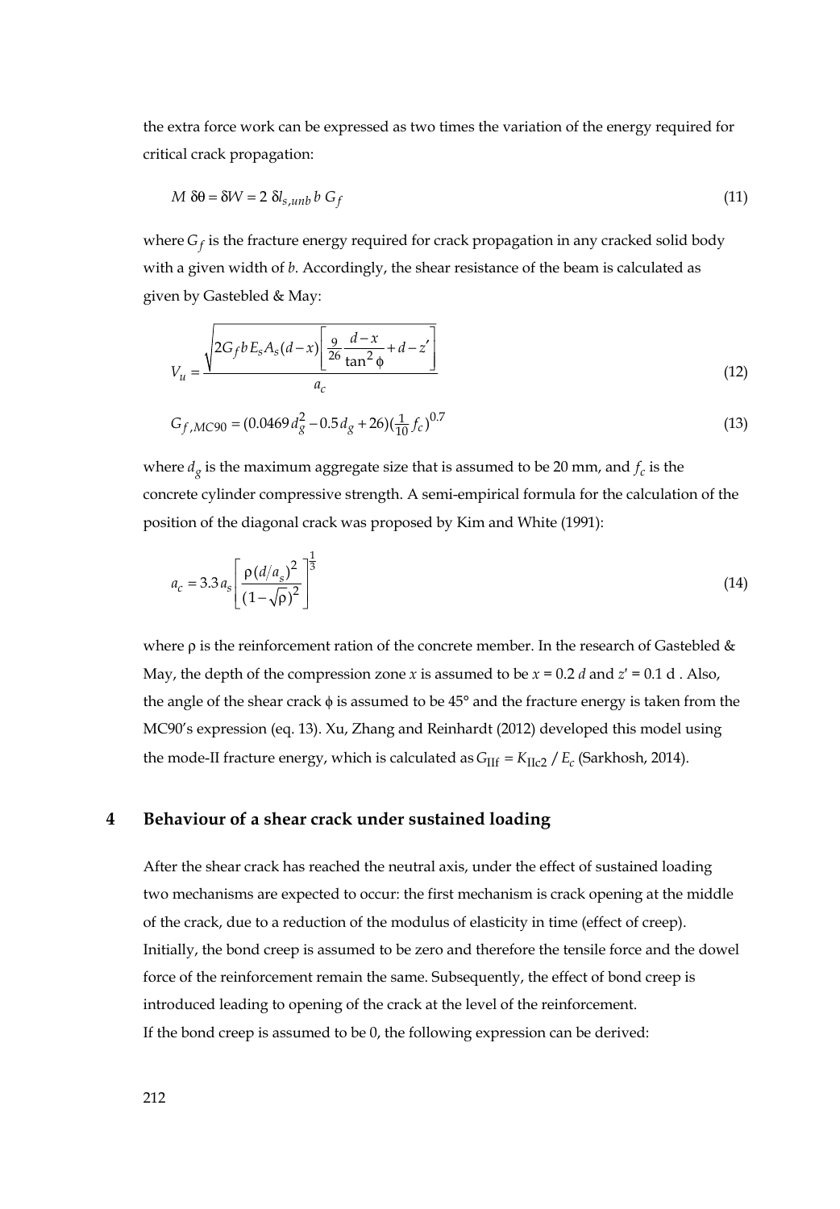the extra force work can be expressed as two times the variation of the energy required for critical crack propagation:

$$M\ \delta\theta = \delta W = 2\ \delta l_{s,unb}\ b\ G_f \tag{11}$$

where $G_f$ is the fracture energy required for crack propagation in any cracked solid body with a given width of $b$. Accordingly, the shear resistance of the beam is calculated as given by Gastebled & May:

$$V_u = \frac{\sqrt{2G_f b E_s A_s (d-x)\left[\frac{9}{26}\frac{d-x}{\tan^2\phi} + d - z'\right]}}{a_c} \tag{12}$$

$$G_{f,MC90} = (0.0469\, d_g^2 - 0.5\, d_g + 26)(\tfrac{1}{10} f_c)^{0.7} \tag{13}$$

where $d_g$ is the maximum aggregate size that is assumed to be 20 mm, and $f_c$ is the concrete cylinder compressive strength. A semi-empirical formula for the calculation of the position of the diagonal crack was proposed by Kim and White (1991):

$$a_c = 3.3\, a_s \left[\frac{\rho\,(d/a_s)^2}{(1-\sqrt{\rho})^2}\right]^{\frac{1}{3}} \tag{14}$$

where ρ is the reinforcement ration of the concrete member. In the research of Gastebled & May, the depth of the compression zone $x$ is assumed to be $x = 0.2\,d$ and $z' = 0.1\,d$ . Also, the angle of the shear crack $\phi$ is assumed to be 45° and the fracture energy is taken from the MC90's expression (eq. 13). Xu, Zhang and Reinhardt (2012) developed this model using the mode-II fracture energy, which is calculated as $G_{\text{IIf}} = K_{\text{IIc2}} / E_c$ (Sarkhosh, 2014).

## 4 Behaviour of a shear crack under sustained loading

After the shear crack has reached the neutral axis, under the effect of sustained loading two mechanisms are expected to occur: the first mechanism is crack opening at the middle of the crack, due to a reduction of the modulus of elasticity in time (effect of creep). Initially, the bond creep is assumed to be zero and therefore the tensile force and the dowel force of the reinforcement remain the same. Subsequently, the effect of bond creep is introduced leading to opening of the crack at the level of the reinforcement.
If the bond creep is assumed to be 0, the following expression can be derived: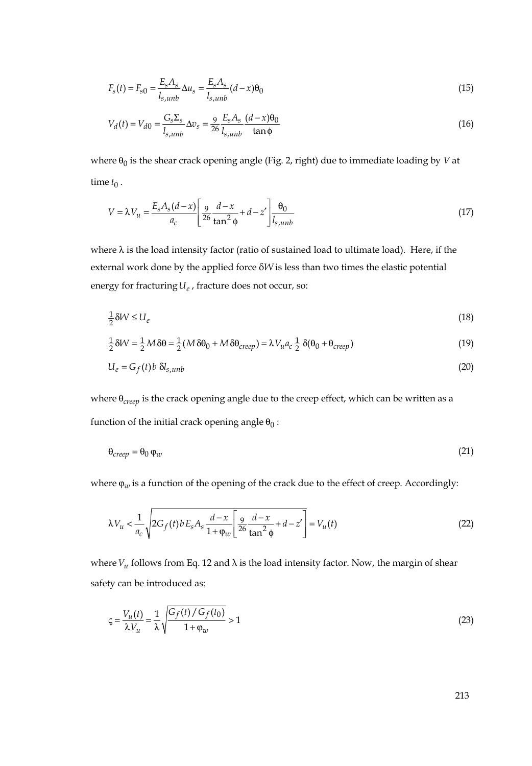$$F_s(t) = F_{s0} = \frac{E_s A_s}{l_{s,unb}} \Delta u_s = \frac{E_s A_s}{l_{s,unb}} (d - x)\theta_0 \tag{15}$$

$$V_d(t) = V_{d0} = \frac{G_s \Sigma_s}{l_{s,unb}} \Delta v_s = \frac{9}{26} \frac{E_s A_s}{l_{s,unb}} \frac{(d-x)\theta_0}{\tan\phi} \tag{16}$$

where $\theta_0$ is the shear crack opening angle (Fig. 2, right) due to immediate loading by $V$ at time $t_0$.

$$V = \lambda V_u = \frac{E_s A_s (d-x)}{a_c} \left[ \frac{9}{26} \frac{d-x}{\tan^2 \phi} + d - z' \right] \frac{\theta_0}{l_{s,unb}} \tag{17}$$

where $\lambda$ is the load intensity factor (ratio of sustained load to ultimate load). Here, if the external work done by the applied force $\delta W$ is less than two times the elastic potential energy for fracturing $U_e$, fracture does not occur, so:

$$\tfrac{1}{2} \delta W \leq U_e \tag{18}$$

$$\tfrac{1}{2} \delta W = \tfrac{1}{2} M \,\delta\theta = \tfrac{1}{2} (M \,\delta\theta_0 + M \,\delta\theta_{creep}) = \lambda V_u a_c \tfrac{1}{2}\, \delta(\theta_0 + \theta_{creep}) \tag{19}$$

$$U_e = G_f(t)\, b \;\delta l_{s,unb} \tag{20}$$

where $\theta_{creep}$ is the crack opening angle due to the creep effect, which can be written as a function of the initial crack opening angle $\theta_0$:

$$\theta_{creep} = \theta_0 \,\varphi_w \tag{21}$$

where $\varphi_w$ is a function of the opening of the crack due to the effect of creep. Accordingly:

$$\lambda V_u < \frac{1}{a_c} \sqrt{2 G_f(t)\, b\, E_s A_s \frac{d-x}{1+\varphi_w} \left[ \frac{9}{26} \frac{d-x}{\tan^2 \phi} + d - z' \right]} = V_u(t) \tag{22}$$

where $V_u$ follows from Eq. 12 and $\lambda$ is the load intensity factor. Now, the margin of shear safety can be introduced as:

$$\varsigma = \frac{V_u(t)}{\lambda V_u} = \frac{1}{\lambda} \sqrt{\frac{G_f(t) / G_f(t_0)}{1+\varphi_w}} > 1 \tag{23}$$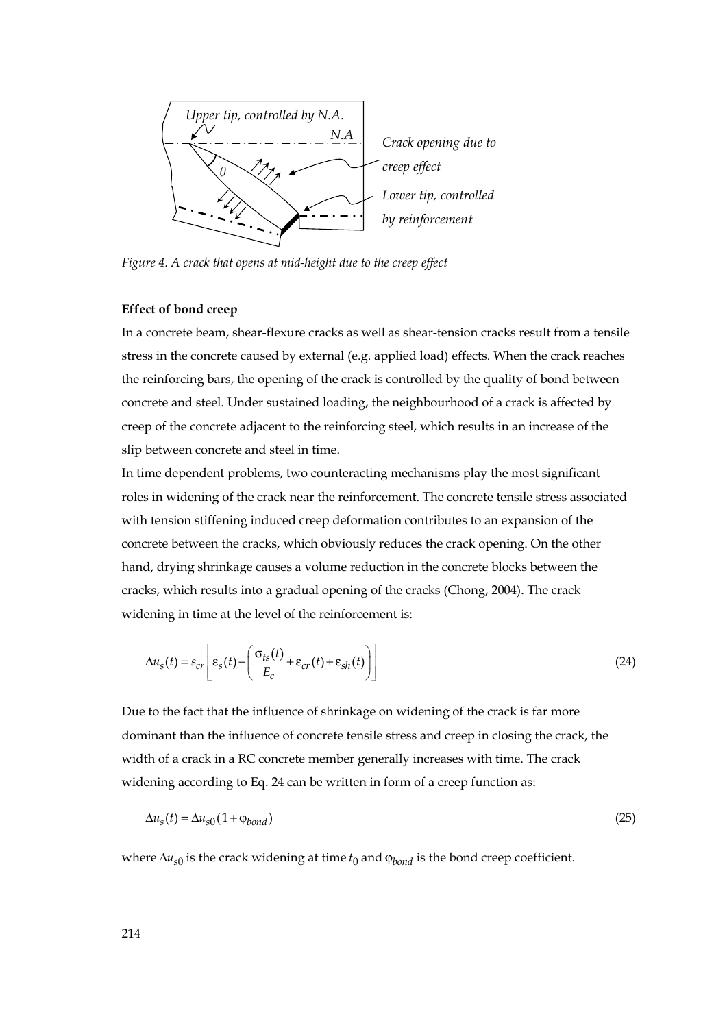Upper tip, controlled by N.A.

N.A

Crack opening due to creep effect

Lower tip, controlled by reinforcement

$\theta$

*Figure 4. A crack that opens at mid-height due to the creep effect*

**Effect of bond creep**

In a concrete beam, shear-flexure cracks as well as shear-tension cracks result from a tensile stress in the concrete caused by external (e.g. applied load) effects. When the crack reaches the reinforcing bars, the opening of the crack is controlled by the quality of bond between concrete and steel. Under sustained loading, the neighbourhood of a crack is affected by creep of the concrete adjacent to the reinforcing steel, which results in an increase of the slip between concrete and steel in time.

In time dependent problems, two counteracting mechanisms play the most significant roles in widening of the crack near the reinforcement. The concrete tensile stress associated with tension stiffening induced creep deformation contributes to an expansion of the concrete between the cracks, which obviously reduces the crack opening. On the other hand, drying shrinkage causes a volume reduction in the concrete blocks between the cracks, which results into a gradual opening of the cracks (Chong, 2004). The crack widening in time at the level of the reinforcement is:

$$\Delta u_s(t) = s_{cr}\left[\varepsilon_s(t) - \left(\frac{\sigma_{ts}(t)}{E_c} + \varepsilon_{cr}(t) + \varepsilon_{sh}(t)\right)\right] \tag{24}$$

Due to the fact that the influence of shrinkage on widening of the crack is far more dominant than the influence of concrete tensile stress and creep in closing the crack, the width of a crack in a RC concrete member generally increases with time. The crack widening according to Eq. 24 can be written in form of a creep function as:

$$\Delta u_s(t) = \Delta u_{s0}(1 + \varphi_{bond}) \tag{25}$$

where $\Delta u_{s0}$ is the crack widening at time $t_0$ and $\varphi_{bond}$ is the bond creep coefficient.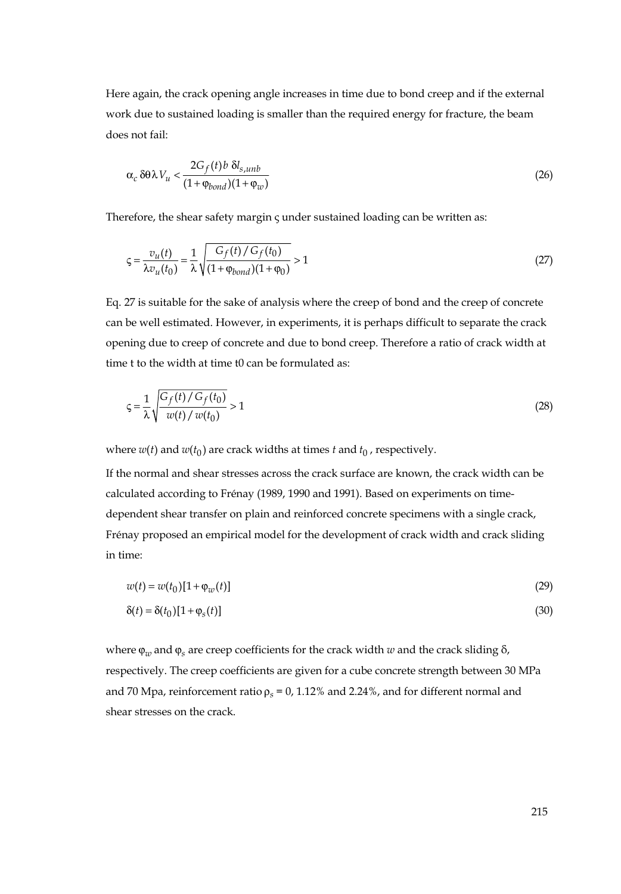Here again, the crack opening angle increases in time due to bond creep and if the external work due to sustained loading is smaller than the required energy for fracture, the beam does not fail:

$$\alpha_c \, \delta\theta \lambda V_u < \frac{2G_f(t) b \; \delta l_{s,unb}}{(1+\varphi_{bond})(1+\varphi_w)} \tag{26}$$

Therefore, the shear safety margin ς under sustained loading can be written as:

$$\varsigma = \frac{v_u(t)}{\lambda v_u(t_0)} = \frac{1}{\lambda}\sqrt{\frac{G_f(t)/G_f(t_0)}{(1+\varphi_{bond})(1+\varphi_0)}} > 1 \tag{27}$$

Eq. 27 is suitable for the sake of analysis where the creep of bond and the creep of concrete can be well estimated. However, in experiments, it is perhaps difficult to separate the crack opening due to creep of concrete and due to bond creep. Therefore a ratio of crack width at time t to the width at time t0 can be formulated as:

$$\varsigma = \frac{1}{\lambda}\sqrt{\frac{G_f(t)/G_f(t_0)}{w(t)/w(t_0)}} > 1 \tag{28}$$

where $w(t)$ and $w(t_0)$ are crack widths at times $t$ and $t_0$, respectively.

If the normal and shear stresses across the crack surface are known, the crack width can be calculated according to Frénay (1989, 1990 and 1991). Based on experiments on time-dependent shear transfer on plain and reinforced concrete specimens with a single crack, Frénay proposed an empirical model for the development of crack width and crack sliding in time:

$$w(t) = w(t_0)[1+\varphi_w(t)] \tag{29}$$

$$\delta(t) = \delta(t_0)[1+\varphi_s(t)] \tag{30}$$

where $\varphi_w$ and $\varphi_s$ are creep coefficients for the crack width $w$ and the crack sliding $\delta$, respectively. The creep coefficients are given for a cube concrete strength between 30 MPa and 70 Mpa, reinforcement ratio $\rho_s$ = 0, 1.12% and 2.24%, and for different normal and shear stresses on the crack.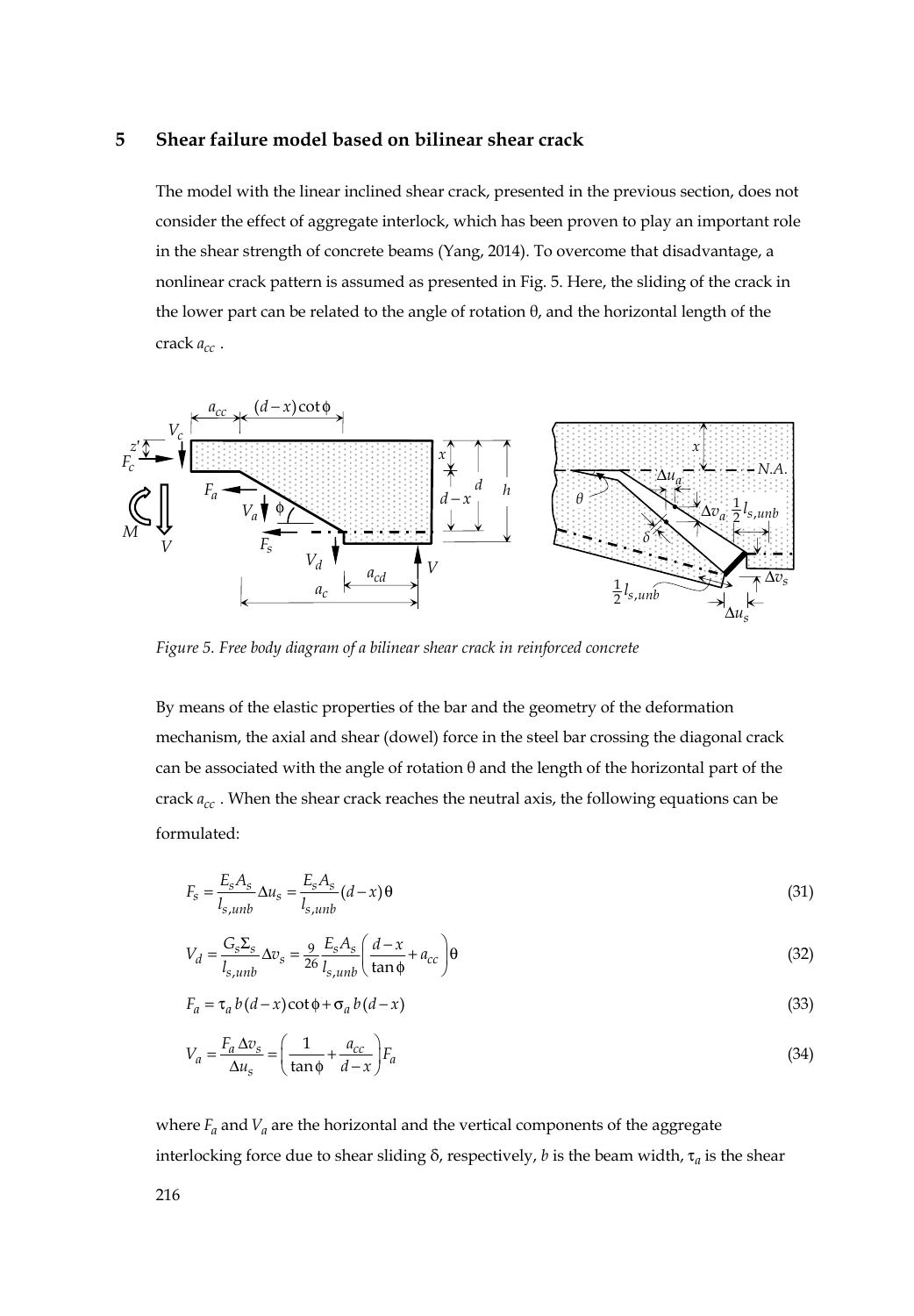## 5 Shear failure model based on bilinear shear crack

The model with the linear inclined shear crack, presented in the previous section, does not consider the effect of aggregate interlock, which has been proven to play an important role in the shear strength of concrete beams (Yang, 2014). To overcome that disadvantage, a nonlinear crack pattern is assumed as presented in Fig. 5. Here, the sliding of the crack in the lower part can be related to the angle of rotation θ, and the horizontal length of the crack $a_{cc}$ .

*Figure 5. Free body diagram of a bilinear shear crack in reinforced concrete*

By means of the elastic properties of the bar and the geometry of the deformation mechanism, the axial and shear (dowel) force in the steel bar crossing the diagonal crack can be associated with the angle of rotation θ and the length of the horizontal part of the crack $a_{cc}$ . When the shear crack reaches the neutral axis, the following equations can be formulated:

$$F_s = \frac{E_s A_s}{l_{s,unb}} \Delta u_s = \frac{E_s A_s}{l_{s,unb}} (d - x)\theta \tag{31}$$

$$V_d = \frac{G_s \Sigma_s}{l_{s,unb}} \Delta v_s = \frac{9}{26} \frac{E_s A_s}{l_{s,unb}} \left( \frac{d - x}{\tan\phi} + a_{cc} \right)\theta \tag{32}$$

$$F_a = \tau_a \, b \, (d - x)\cot\phi + \sigma_a \, b \, (d - x) \tag{33}$$

$$V_a = \frac{F_a \Delta v_s}{\Delta u_s} = \left( \frac{1}{\tan\phi} + \frac{a_{cc}}{d - x} \right) F_a \tag{34}$$

where $F_a$ and $V_a$ are the horizontal and the vertical components of the aggregate interlocking force due to shear sliding δ, respectively, $b$ is the beam width, $\tau_a$ is the shear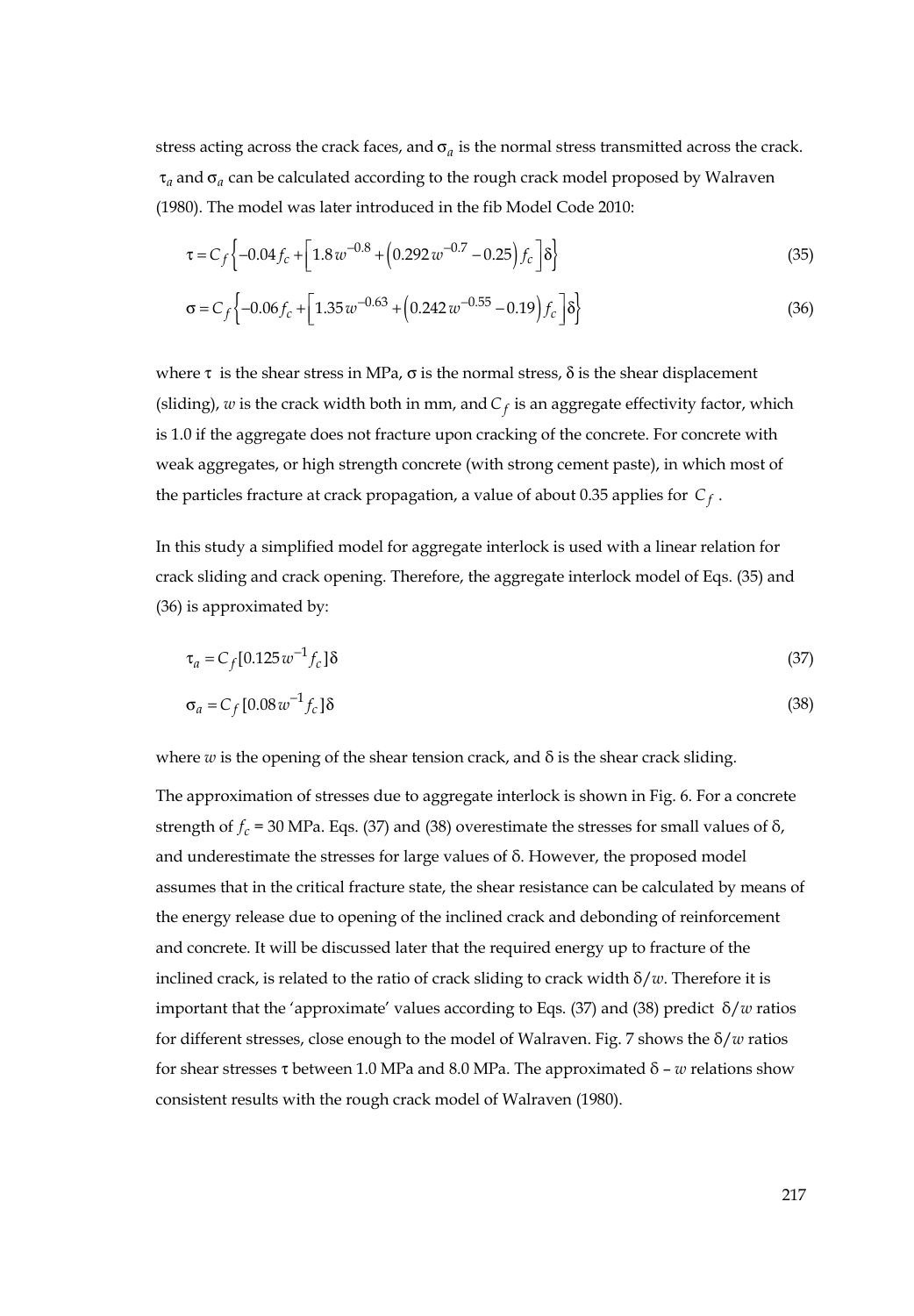stress acting across the crack faces, and $\sigma_a$ is the normal stress transmitted across the crack. $\tau_a$ and $\sigma_a$ can be calculated according to the rough crack model proposed by Walraven (1980). The model was later introduced in the fib Model Code 2010:

$$\tau = C_f \left\{ -0.04 f_c + \left[ 1.8 w^{-0.8} + \left( 0.292 w^{-0.7} - 0.25 \right) f_c \right] \delta \right\} \tag{35}$$

$$\sigma = C_f \left\{ -0.06 f_c + \left[ 1.35 w^{-0.63} + \left( 0.242 w^{-0.55} - 0.19 \right) f_c \right] \delta \right\} \tag{36}$$

where $\tau$ is the shear stress in MPa, $\sigma$ is the normal stress, $\delta$ is the shear displacement (sliding), $w$ is the crack width both in mm, and $C_f$ is an aggregate effectivity factor, which is 1.0 if the aggregate does not fracture upon cracking of the concrete. For concrete with weak aggregates, or high strength concrete (with strong cement paste), in which most of the particles fracture at crack propagation, a value of about 0.35 applies for $C_f$.

In this study a simplified model for aggregate interlock is used with a linear relation for crack sliding and crack opening. Therefore, the aggregate interlock model of Eqs. (35) and (36) is approximated by:

$$\tau_a = C_f [0.125 w^{-1} f_c] \delta \tag{37}$$

$$\sigma_a = C_f [0.08 w^{-1} f_c] \delta \tag{38}$$

where $w$ is the opening of the shear tension crack, and $\delta$ is the shear crack sliding.

The approximation of stresses due to aggregate interlock is shown in Fig. 6. For a concrete strength of $f_c$ = 30 MPa. Eqs. (37) and (38) overestimate the stresses for small values of $\delta$, and underestimate the stresses for large values of $\delta$. However, the proposed model assumes that in the critical fracture state, the shear resistance can be calculated by means of the energy release due to opening of the inclined crack and debonding of reinforcement and concrete. It will be discussed later that the required energy up to fracture of the inclined crack, is related to the ratio of crack sliding to crack width $\delta/w$. Therefore it is important that the 'approximate' values according to Eqs. (37) and (38) predict $\delta/w$ ratios for different stresses, close enough to the model of Walraven. Fig. 7 shows the $\delta/w$ ratios for shear stresses $\tau$ between 1.0 MPa and 8.0 MPa. The approximated $\delta$ – $w$ relations show consistent results with the rough crack model of Walraven (1980).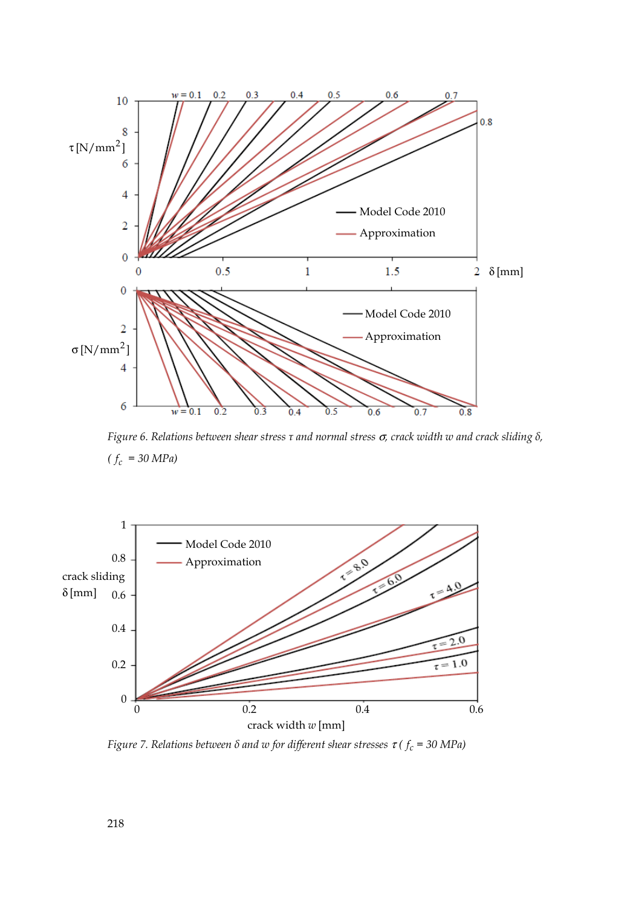*Figure 6. Relations between shear stress $\tau$ and normal stress $\sigma$, crack width $w$ and crack sliding $\delta$, ($f_c$ = 30 MPa)*

*Figure 7. Relations between $\delta$ and $w$ for different shear stresses $\tau$ ($f_c$ = 30 MPa)*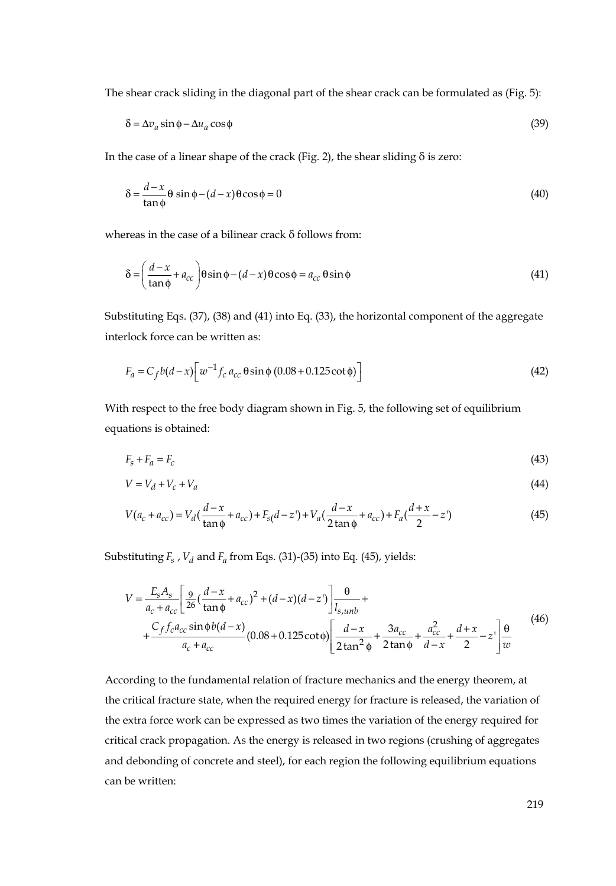The shear crack sliding in the diagonal part of the shear crack can be formulated as (Fig. 5):

$$\delta = \Delta v_a \sin\phi - \Delta u_a \cos\phi \tag{39}$$

In the case of a linear shape of the crack (Fig. 2), the shear sliding $\delta$ is zero:

$$\delta = \frac{d-x}{\tan\phi}\theta \sin\phi - (d-x)\theta\cos\phi = 0 \tag{40}$$

whereas in the case of a bilinear crack $\delta$ follows from:

$$\delta = \left(\frac{d-x}{\tan\phi} + a_{cc}\right)\theta\sin\phi - (d-x)\theta\cos\phi = a_{cc}\,\theta\sin\phi \tag{41}$$

Substituting Eqs. (37), (38) and (41) into Eq. (33), the horizontal component of the aggregate interlock force can be written as:

$$F_a = C_f b(d-x)\left[w^{-1} f_c\, a_{cc}\, \theta \sin\phi\,(0.08 + 0.125\cot\phi)\right] \tag{42}$$

With respect to the free body diagram shown in Fig. 5, the following set of equilibrium equations is obtained:

$$F_s + F_a = F_c \tag{43}$$

$$V = V_d + V_c + V_a \tag{44}$$

$$V(a_c + a_{cc}) = V_d\left(\frac{d-x}{\tan\phi} + a_{cc}\right) + F_s(d-z') + V_a\left(\frac{d-x}{2\tan\phi} + a_{cc}\right) + F_a\left(\frac{d+x}{2} - z'\right) \tag{45}$$

Substituting $F_s$ , $V_d$ and $F_a$ from Eqs. (31)-(35) into Eq. (45), yields:

$$\begin{aligned} V = {} & \frac{E_s A_s}{a_c + a_{cc}}\left[\frac{9}{26}\left(\frac{d-x}{\tan\phi} + a_{cc}\right)^2 + (d-x)(d-z')\right]\frac{\theta}{l_{s,unb}} + \\ & + \frac{C_f f_c a_{cc} \sin\phi\, b(d-x)}{a_c + a_{cc}}(0.08 + 0.125\cot\phi)\left[\frac{d-x}{2\tan^2\phi} + \frac{3a_{cc}}{2\tan\phi} + \frac{a_{cc}^2}{d-x} + \frac{d+x}{2} - z'\right]\frac{\theta}{w} \end{aligned} \tag{46}$$

According to the fundamental relation of fracture mechanics and the energy theorem, at the critical fracture state, when the required energy for fracture is released, the variation of the extra force work can be expressed as two times the variation of the energy required for critical crack propagation. As the energy is released in two regions (crushing of aggregates and debonding of concrete and steel), for each region the following equilibrium equations can be written: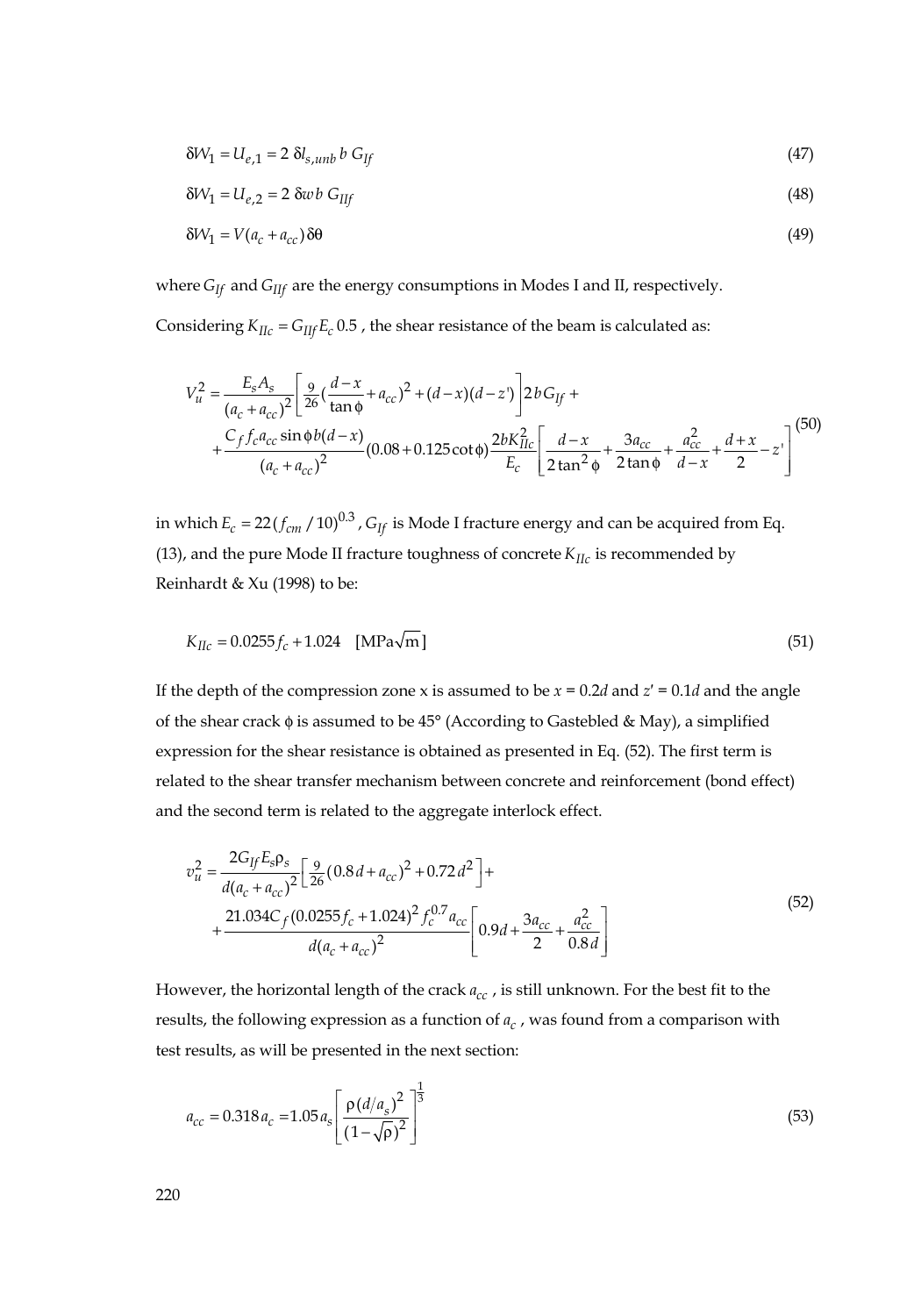$$\delta W_1 = U_{e,1} = 2\ \delta l_{s,unb}\, b\, G_{If} \tag{47}$$

$$\delta W_1 = U_{e,2} = 2\ \delta w\, b\, G_{IIf} \tag{48}$$

$$\delta W_1 = V(a_c + a_{cc})\,\delta\theta \tag{49}$$

where $G_{If}$ and $G_{IIf}$ are the energy consumptions in Modes I and II, respectively.

Considering $K_{IIc} = G_{IIf} E_c\, 0.5$ , the shear resistance of the beam is calculated as:

$$V_u^2 = \frac{E_s A_s}{(a_c + a_{cc})^2}\left[\tfrac{9}{26}\left(\frac{d-x}{\tan\phi} + a_{cc}\right)^2 + (d-x)(d-z')\right] 2bG_{If} + \\ + \frac{C_f f_c a_{cc} \sin\phi\, b(d-x)}{(a_c + a_{cc})^2}(0.08 + 0.125\cot\phi)\frac{2bK_{IIc}^2}{E_c}\left[\frac{d-x}{2\tan^2\phi} + \frac{3a_{cc}}{2\tan\phi} + \frac{a_{cc}^2}{d-x} + \frac{d+x}{2} - z'\right] \tag{50}$$

in which $E_c = 22(f_{cm}/10)^{0.3}$ , $G_{If}$ is Mode I fracture energy and can be acquired from Eq. (13), and the pure Mode II fracture toughness of concrete $K_{IIc}$ is recommended by Reinhardt & Xu (1998) to be:

$$K_{IIc} = 0.0255 f_c + 1.024 \quad [\mathrm{MPa}\sqrt{\mathrm{m}}] \tag{51}$$

If the depth of the compression zone x is assumed to be $x = 0.2d$ and $z' = 0.1d$ and the angle of the shear crack $\phi$ is assumed to be 45° (According to Gastebled & May), a simplified expression for the shear resistance is obtained as presented in Eq. (52). The first term is related to the shear transfer mechanism between concrete and reinforcement (bond effect) and the second term is related to the aggregate interlock effect.

$$v_u^2 = \frac{2G_{If} E_s \rho_s}{d(a_c + a_{cc})^2}\left[\tfrac{9}{26}(0.8d + a_{cc})^2 + 0.72d^2\right] + \\ + \frac{21.034 C_f (0.0255 f_c + 1.024)^2 f_c^{0.7} a_{cc}}{d(a_c + a_{cc})^2}\left[0.9d + \frac{3a_{cc}}{2} + \frac{a_{cc}^2}{0.8d}\right] \tag{52}$$

However, the horizontal length of the crack $a_{cc}$ , is still unknown. For the best fit to the results, the following expression as a function of $a_c$ , was found from a comparison with test results, as will be presented in the next section:

$$a_{cc} = 0.318 a_c = 1.05 a_s \left[\frac{\rho (d/a_s)^2}{(1-\sqrt{\rho})^2}\right]^{\frac{1}{3}} \tag{53}$$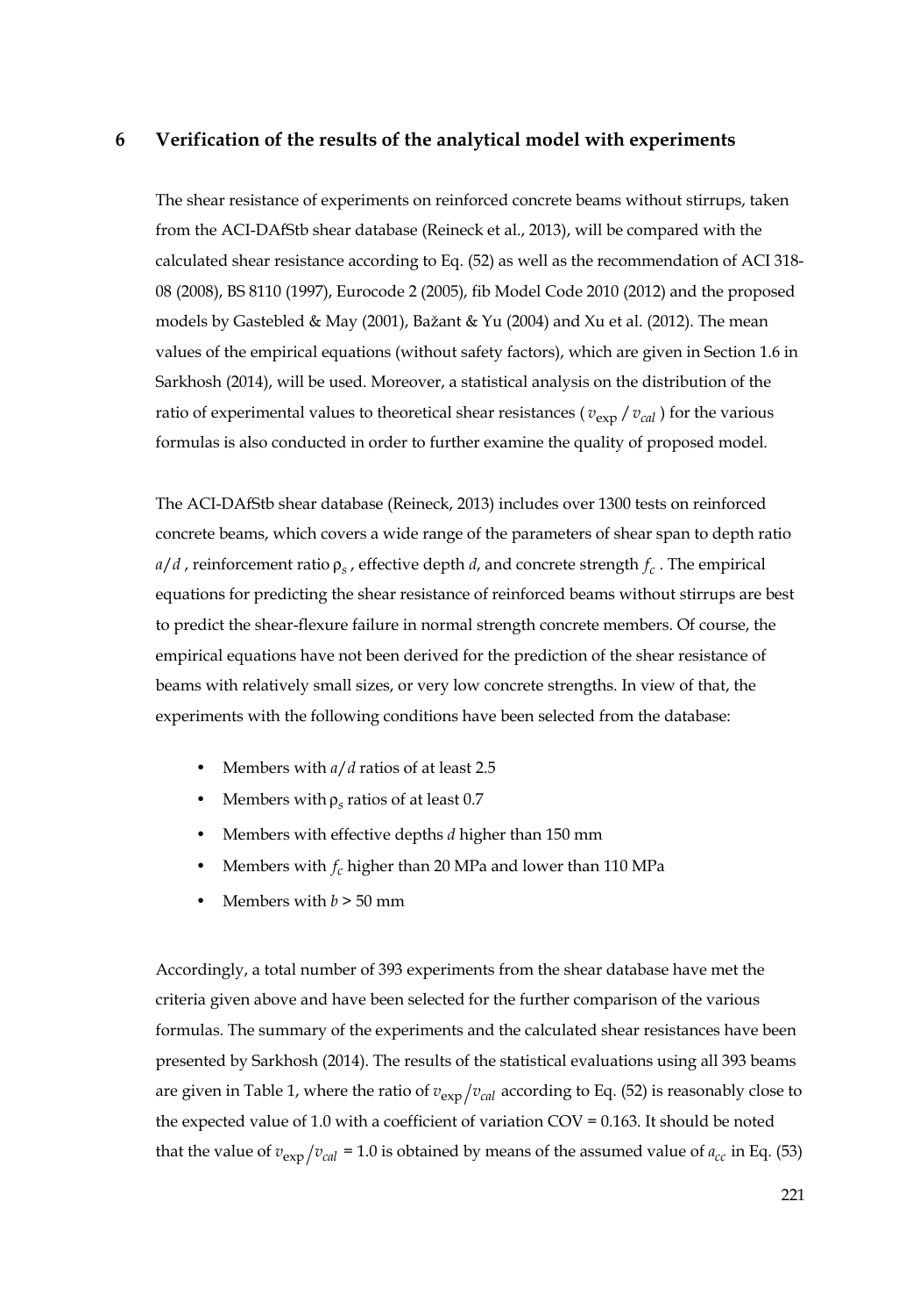## 6 Verification of the results of the analytical model with experiments

The shear resistance of experiments on reinforced concrete beams without stirrups, taken from the ACI-DAfStb shear database (Reineck et al., 2013), will be compared with the calculated shear resistance according to Eq. (52) as well as the recommendation of ACI 318-08 (2008), BS 8110 (1997), Eurocode 2 (2005), fib Model Code 2010 (2012) and the proposed models by Gastebled & May (2001), Bažant & Yu (2004) and Xu et al. (2012). The mean values of the empirical equations (without safety factors), which are given in Section 1.6 in Sarkhosh (2014), will be used. Moreover, a statistical analysis on the distribution of the ratio of experimental values to theoretical shear resistances ($v_{\exp} / v_{cal}$) for the various formulas is also conducted in order to further examine the quality of proposed model.

The ACI-DAfStb shear database (Reineck, 2013) includes over 1300 tests on reinforced concrete beams, which covers a wide range of the parameters of shear span to depth ratio $a/d$, reinforcement ratio $\rho_s$, effective depth $d$, and concrete strength $f_c$. The empirical equations for predicting the shear resistance of reinforced beams without stirrups are best to predict the shear-flexure failure in normal strength concrete members. Of course, the empirical equations have not been derived for the prediction of the shear resistance of beams with relatively small sizes, or very low concrete strengths. In view of that, the experiments with the following conditions have been selected from the database:

- Members with $a/d$ ratios of at least 2.5
- Members with $\rho_s$ ratios of at least 0.7
- Members with effective depths $d$ higher than 150 mm
- Members with $f_c$ higher than 20 MPa and lower than 110 MPa
- Members with $b$ > 50 mm

Accordingly, a total number of 393 experiments from the shear database have met the criteria given above and have been selected for the further comparison of the various formulas. The summary of the experiments and the calculated shear resistances have been presented by Sarkhosh (2014). The results of the statistical evaluations using all 393 beams are given in Table 1, where the ratio of $v_{\exp}/v_{cal}$ according to Eq. (52) is reasonably close to the expected value of 1.0 with a coefficient of variation COV = 0.163. It should be noted that the value of $v_{\exp}/v_{cal}$ = 1.0 is obtained by means of the assumed value of $a_{cc}$ in Eq. (53)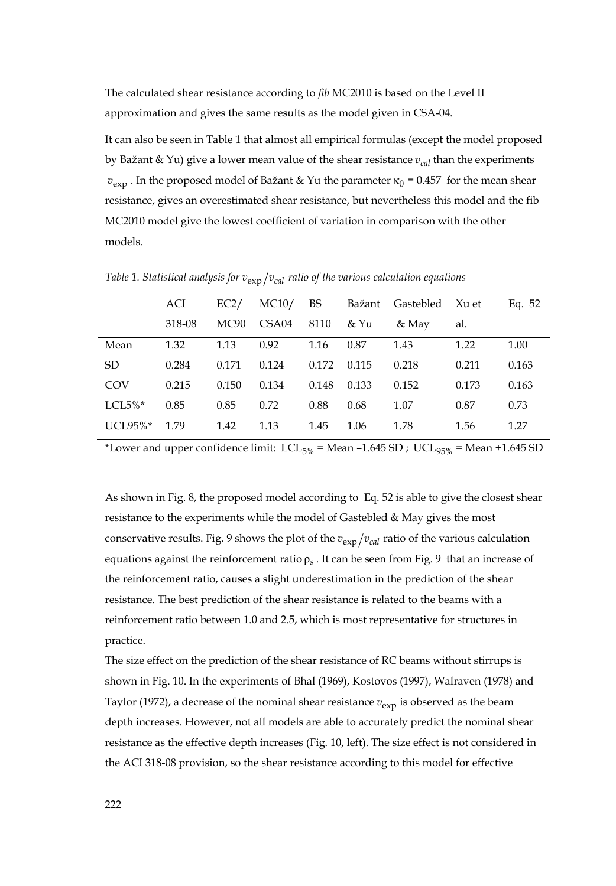The calculated shear resistance according to *fib* MC2010 is based on the Level II approximation and gives the same results as the model given in CSA-04.

It can also be seen in Table 1 that almost all empirical formulas (except the model proposed by Bažant & Yu) give a lower mean value of the shear resistance $v_{cal}$ than the experiments $v_{\exp}$. In the proposed model of Bažant & Yu the parameter $\kappa_0 = 0.457$ for the mean shear resistance, gives an overestimated shear resistance, but nevertheless this model and the fib MC2010 model give the lowest coefficient of variation in comparison with the other models.

*Table 1. Statistical analysis for $v_{\exp}/v_{cal}$ ratio of the various calculation equations*

| | ACI 318-08 | EC2/ MC90 | MC10/ CSA04 | BS 8110 | Bažant & Yu | Gastebled & May | Xu et al. | Eq. 52 |
|---|---|---|---|---|---|---|---|---|
| Mean | 1.32 | 1.13 | 0.92 | 1.16 | 0.87 | 1.43 | 1.22 | 1.00 |
| SD | 0.284 | 0.171 | 0.124 | 0.172 | 0.115 | 0.218 | 0.211 | 0.163 |
| COV | 0.215 | 0.150 | 0.134 | 0.148 | 0.133 | 0.152 | 0.173 | 0.163 |
| LCL5%* | 0.85 | 0.85 | 0.72 | 0.88 | 0.68 | 1.07 | 0.87 | 0.73 |
| UCL95%* | 1.79 | 1.42 | 1.13 | 1.45 | 1.06 | 1.78 | 1.56 | 1.27 |

*Lower and upper confidence limit: $LCL_{5\%}$ = Mean –1.645 SD ; $UCL_{95\%}$ = Mean +1.645 SD

As shown in Fig. 8, the proposed model according to Eq. 52 is able to give the closest shear resistance to the experiments while the model of Gastebled & May gives the most conservative results. Fig. 9 shows the plot of the $v_{\exp}/v_{cal}$ ratio of the various calculation equations against the reinforcement ratio $\rho_s$. It can be seen from Fig. 9 that an increase of the reinforcement ratio, causes a slight underestimation in the prediction of the shear resistance. The best prediction of the shear resistance is related to the beams with a reinforcement ratio between 1.0 and 2.5, which is most representative for structures in practice.

The size effect on the prediction of the shear resistance of RC beams without stirrups is shown in Fig. 10. In the experiments of Bhal (1969), Kostovos (1997), Walraven (1978) and Taylor (1972), a decrease of the nominal shear resistance $v_{\exp}$ is observed as the beam depth increases. However, not all models are able to accurately predict the nominal shear resistance as the effective depth increases (Fig. 10, left). The size effect is not considered in the ACI 318-08 provision, so the shear resistance according to this model for effective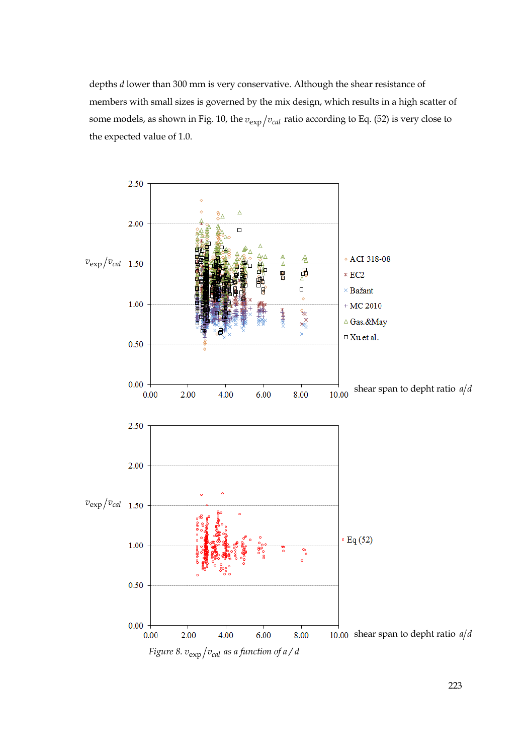depths $d$ lower than 300 mm is very conservative. Although the shear resistance of members with small sizes is governed by the mix design, which results in a high scatter of some models, as shown in Fig. 10, the $v_{exp}/v_{cal}$ ratio according to Eq. (52) is very close to the expected value of 1.0.

*Figure 8. $v_{exp}/v_{cal}$ as a function of $a/d$*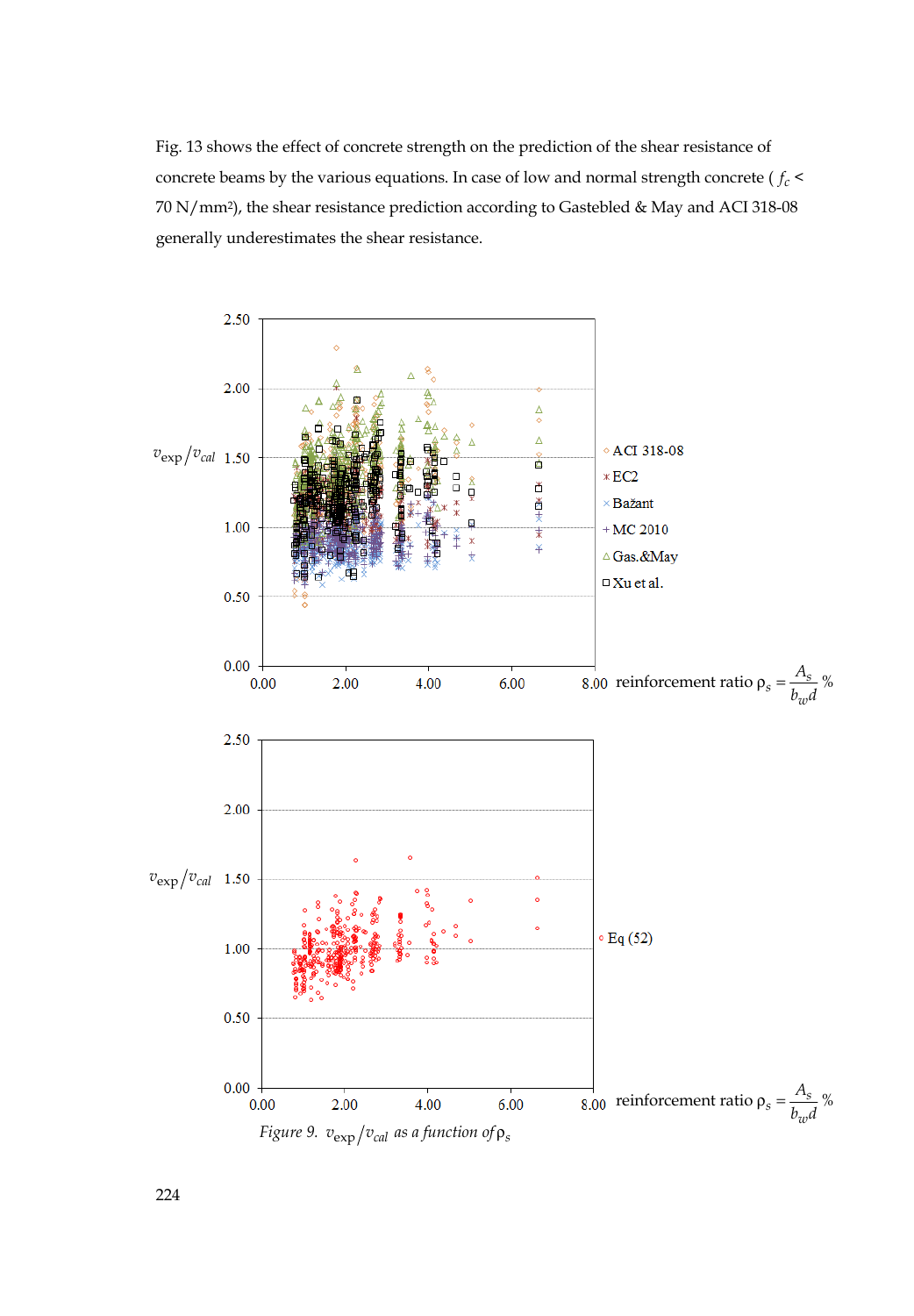Fig. 13 shows the effect of concrete strength on the prediction of the shear resistance of concrete beams by the various equations. In case of low and normal strength concrete ( $f_c$ < 70 N/mm²), the shear resistance prediction according to Gastebled & May and ACI 318-08 generally underestimates the shear resistance.

Figure 9. $v_{\exp}/v_{cal}$ as a function of $\rho_s$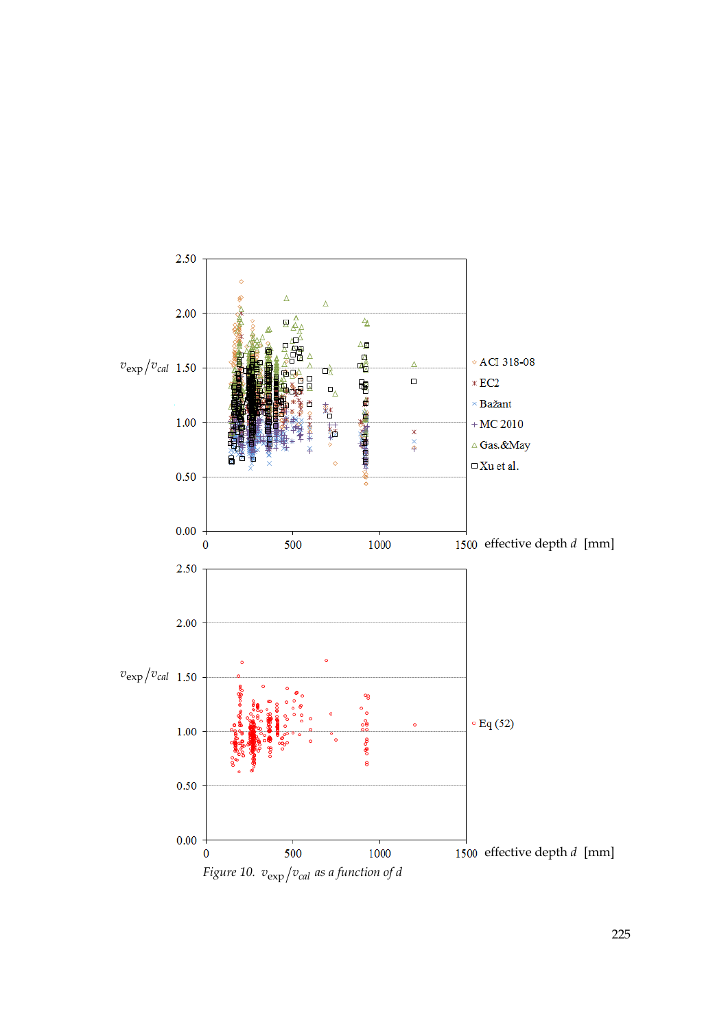Figure 10. $v_{exp}/v_{cal}$ as a function of $d$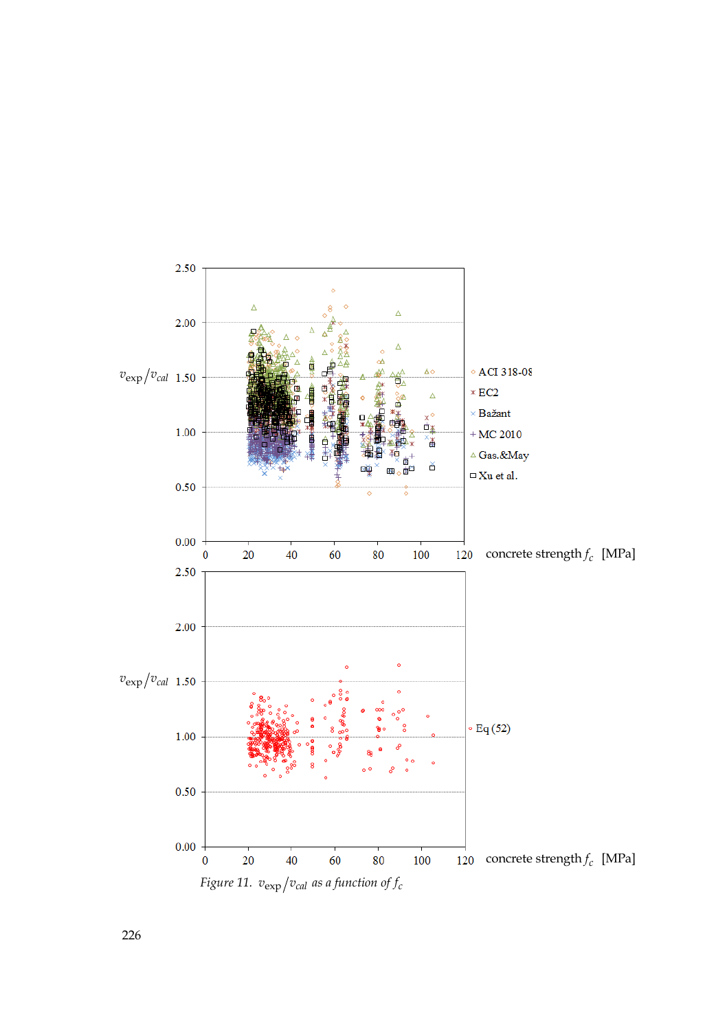Figure 11. $v_{exp}/v_{cal}$ as a function of $f_c$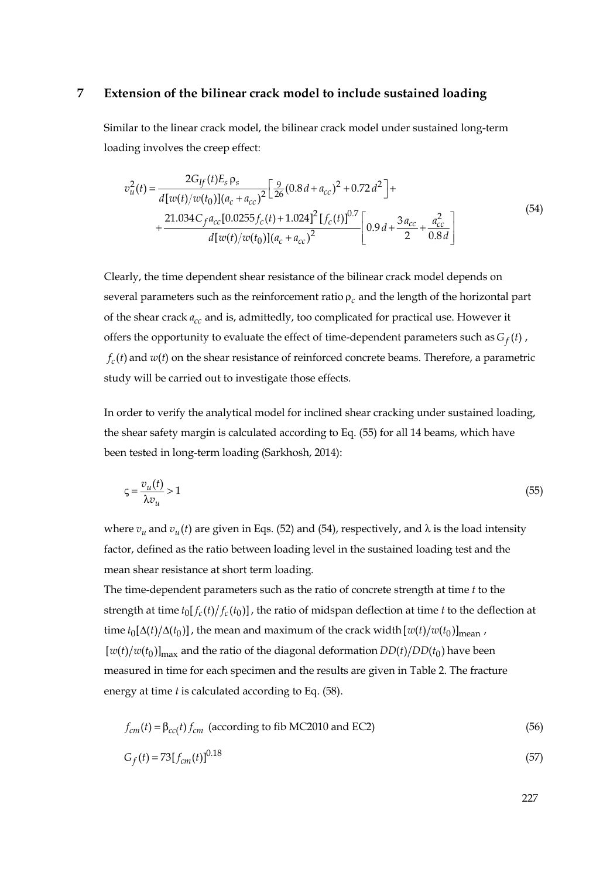## 7 Extension of the bilinear crack model to include sustained loading

Similar to the linear crack model, the bilinear crack model under sustained long-term loading involves the creep effect:

$$
\begin{aligned}
v_u^2(t) = & \frac{2G_{If}(t)E_s\rho_s}{d[w(t)/w(t_0)](a_c+a_{cc})^2}\left[\tfrac{9}{26}(0.8d+a_{cc})^2+0.72d^2\right]+ \\
& +\frac{21.034C_f a_{cc}[0.0255f_c(t)+1.024]^2[f_c(t)]^{0.7}}{d[w(t)/w(t_0)](a_c+a_{cc})^2}\left[0.9d+\frac{3a_{cc}}{2}+\frac{a_{cc}^2}{0.8d}\right]
\end{aligned}
\tag{54}
$$

Clearly, the time dependent shear resistance of the bilinear crack model depends on several parameters such as the reinforcement ratio $\rho_c$ and the length of the horizontal part of the shear crack $a_{cc}$ and is, admittedly, too complicated for practical use. However it offers the opportunity to evaluate the effect of time-dependent parameters such as $G_f(t)$, $f_c(t)$ and $w(t)$ on the shear resistance of reinforced concrete beams. Therefore, a parametric study will be carried out to investigate those effects.

In order to verify the analytical model for inclined shear cracking under sustained loading, the shear safety margin is calculated according to Eq. (55) for all 14 beams, which have been tested in long-term loading (Sarkhosh, 2014):

$$
\varsigma = \frac{v_u(t)}{\lambda v_u} > 1 \tag{55}
$$

where $v_u$ and $v_u(t)$ are given in Eqs. (52) and (54), respectively, and $\lambda$ is the load intensity factor, defined as the ratio between loading level in the sustained loading test and the mean shear resistance at short term loading.

The time-dependent parameters such as the ratio of concrete strength at time $t$ to the strength at time $t_0[f_c(t)/f_c(t_0)]$, the ratio of midspan deflection at time $t$ to the deflection at time $t_0[\Delta(t)/\Delta(t_0)]$, the mean and maximum of the crack width $[w(t)/w(t_0)]_{\text{mean}}$, $[w(t)/w(t_0)]_{\text{max}}$ and the ratio of the diagonal deformation $DD(t)/DD(t_0)$ have been measured in time for each specimen and the results are given in Table 2. The fracture energy at time $t$ is calculated according to Eq. (58).

$$
f_{cm}(t) = \beta_{cc}(t)\, f_{cm} \quad \text{(according to fib MC2010 and EC2)} \tag{56}
$$

$$
G_f(t) = 73[f_{cm}(t)]^{0.18} \tag{57}
$$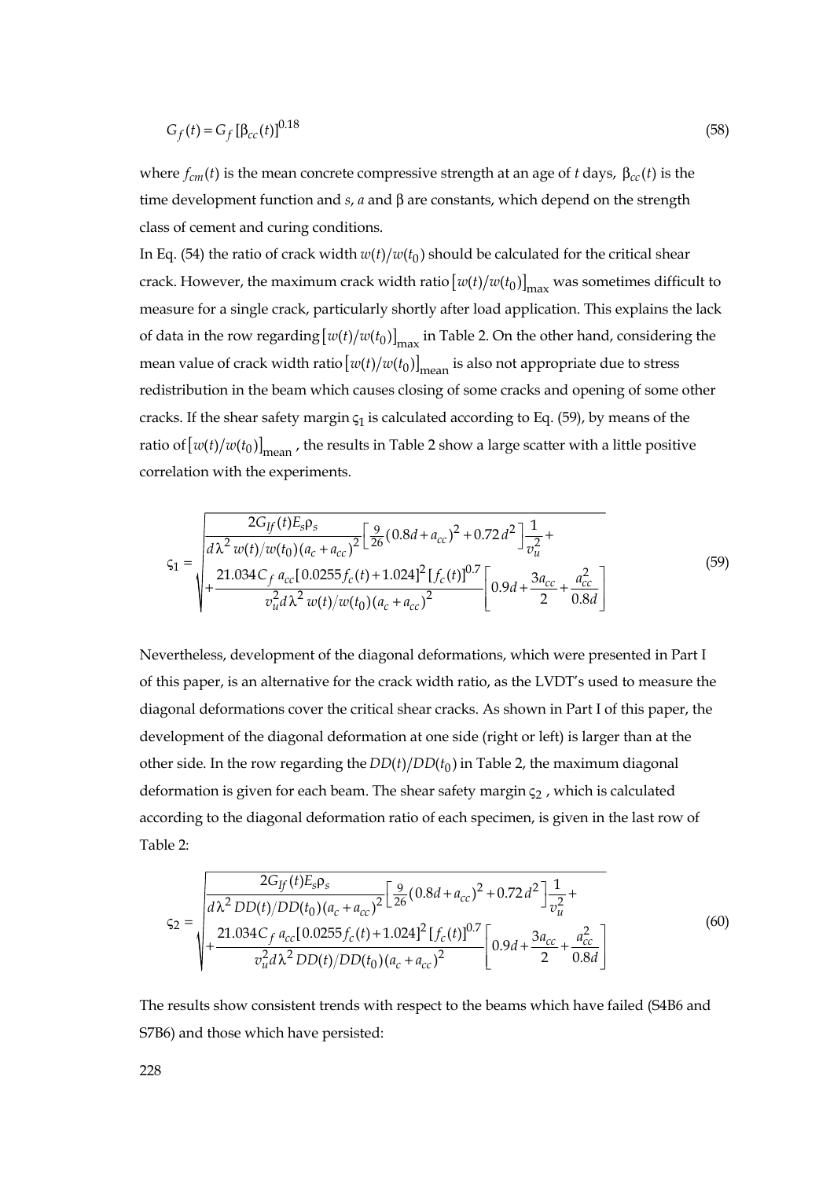$$G_f(t) = G_f\,[\beta_{cc}(t)]^{0.18} \tag{58}$$

where $f_{cm}(t)$ is the mean concrete compressive strength at an age of $t$ days, $\beta_{cc}(t)$ is the time development function and $s$, $a$ and $\beta$ are constants, which depend on the strength class of cement and curing conditions.

In Eq. (54) the ratio of crack width $w(t)/w(t_0)$ should be calculated for the critical shear crack. However, the maximum crack width ratio $\left[w(t)/w(t_0)\right]_{\max}$ was sometimes difficult to measure for a single crack, particularly shortly after load application. This explains the lack of data in the row regarding $\left[w(t)/w(t_0)\right]_{\max}$ in Table 2. On the other hand, considering the mean value of crack width ratio $\left[w(t)/w(t_0)\right]_{\text{mean}}$ is also not appropriate due to stress redistribution in the beam which causes closing of some cracks and opening of some other cracks. If the shear safety margin $\varsigma_1$ is calculated according to Eq. (59), by means of the ratio of $\left[w(t)/w(t_0)\right]_{\text{mean}}$, the results in Table 2 show a large scatter with a little positive correlation with the experiments.

$$\varsigma_1 = \sqrt{\begin{aligned}&\frac{2G_{If}(t)E_s\rho_s}{d\lambda^2\, w(t)/w(t_0)\,(a_c + a_{cc})^2}\left[\tfrac{9}{26}(0.8d + a_{cc})^2 + 0.72\,d^2\right]\frac{1}{v_u^2} + \\ &+\frac{21.034\,C_f\, a_{cc}[0.0255 f_c(t) + 1.024]^2\,[f_c(t)]^{0.7}}{v_u^2 d\lambda^2\, w(t)/w(t_0)\,(a_c + a_{cc})^2}\left[0.9d + \frac{3a_{cc}}{2} + \frac{a_{cc}^2}{0.8d}\right]\end{aligned}} \tag{59}$$

Nevertheless, development of the diagonal deformations, which were presented in Part I of this paper, is an alternative for the crack width ratio, as the LVDT's used to measure the diagonal deformations cover the critical shear cracks. As shown in Part I of this paper, the development of the diagonal deformation at one side (right or left) is larger than at the other side. In the row regarding the $DD(t)/DD(t_0)$ in Table 2, the maximum diagonal deformation is given for each beam. The shear safety margin $\varsigma_2$ , which is calculated according to the diagonal deformation ratio of each specimen, is given in the last row of Table 2:

$$\varsigma_2 = \sqrt{\begin{aligned}&\frac{2G_{If}(t)E_s\rho_s}{d\lambda^2\, DD(t)/DD(t_0)\,(a_c + a_{cc})^2}\left[\tfrac{9}{26}(0.8d + a_{cc})^2 + 0.72\,d^2\right]\frac{1}{v_u^2} + \\ &+\frac{21.034\,C_f\, a_{cc}[0.0255 f_c(t) + 1.024]^2\,[f_c(t)]^{0.7}}{v_u^2 d\lambda^2\, DD(t)/DD(t_0)\,(a_c + a_{cc})^2}\left[0.9d + \frac{3a_{cc}}{2} + \frac{a_{cc}^2}{0.8d}\right]\end{aligned}} \tag{60}$$

The results show consistent trends with respect to the beams which have failed (S4B6 and S7B6) and those which have persisted: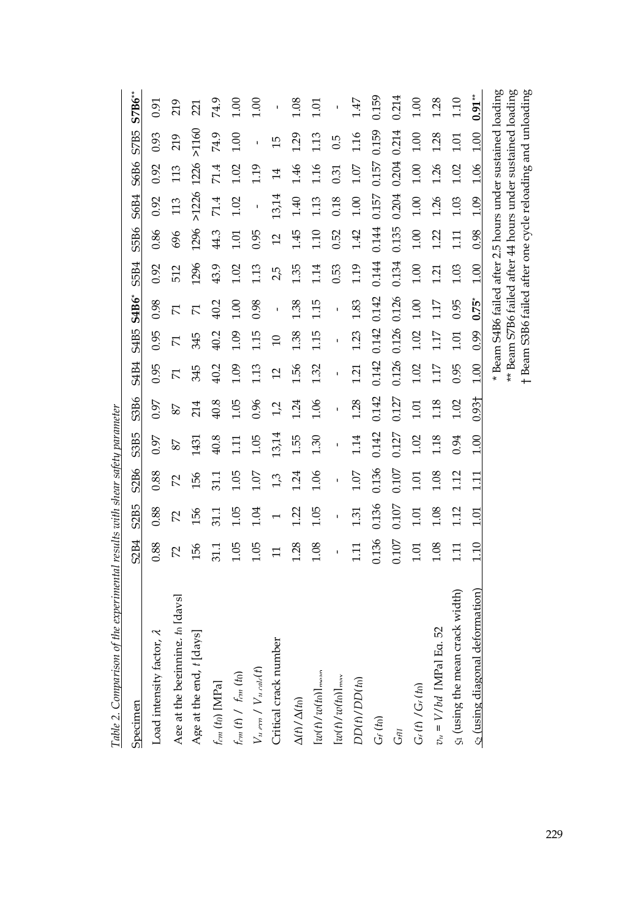*Table 2. Comparison of the experimental results with shear safety parameter*

| Specimen | S2B4 | S2B5 | S2B6 | S3B5 | S3B6 | S4B4 | S4B5 | **S4B6*** | S5B4 | S5B6 | S6B4 | S6B6 | S7B5 | **S7B6**** |
|---|---|---|---|---|---|---|---|---|---|---|---|---|---|---|
| Load intensity factor, $\lambda$ | 0.88 | 0.88 | 0.88 | 0.97 | 0.97 | 0.95 | 0.95 | 0.98 | 0.92 | 0.86 | 0.92 | 0.92 | 0.93 | 0.91 |
| Age at the beginning, $t_0$ [days] | 72 | 72 | 72 | 87 | 87 | 71 | 71 | 71 | 512 | 696 | 113 | 113 | 219 | 219 |
| Age at the end, $t$ [days] | 156 | 156 | 156 | 1431 | 214 | 345 | 345 | 71 | 1296 | 1296 | >1226 | 1226 | >1160 | 221 |
| $f_{cm}(t_0)$ [MPa] | 31.1 | 31.1 | 31.1 | 40.8 | 40.8 | 40.2 | 40.2 | 40.2 | 43.9 | 44.3 | 71.4 | 71.4 | 74.9 | 74.9 |
| $f_{cm}(t)$ / $f_{cm}(t_0)$ | 1.05 | 1.05 | 1.05 | 1.11 | 1.05 | 1.09 | 1.09 | 1.00 | 1.02 | 1.01 | 1.02 | 1.02 | 1.00 | 1.00 |
| $V_{u,exp}$ / $V_{u,calc}(t)$ | 1.05 | 1.04 | 1.07 | 1.05 | 0.96 | 1.13 | 1.15 | 0.98 | 1.13 | 0.95 | - | 1.19 | - | 1.00 |
| Critical crack number | 11 | 1 | 1,3 | 13,14 | 1,2 | 12 | 10 | - | 2,5 | 12 | 13,14 | 14 | 15 | - |
| $\Delta(t)/\Delta(t_0)$ | 1.28 | 1.22 | 1.24 | 1.55 | 1.24 | 1.56 | 1.38 | 1.38 | 1.35 | 1.45 | 1.40 | 1.46 | 1.29 | 1.08 |
| $[w(t)/w(t_0)]_{mean}$ | 1.08 | 1.05 | 1.06 | 1.30 | 1.06 | 1.32 | 1.15 | 1.15 | 1.14 | 1.10 | 1.13 | 1.16 | 1.13 | 1.01 |
| $[w(t)/w(t_0)]_{max}$ | - | - | - | - | - | - | - | - | 0.53 | 0.52 | 0.18 | 0.31 | 0.5 | - |
| $DD(t)/DD(t_0)$ | 1.11 | 1.31 | 1.07 | 1.14 | 1.28 | 1.21 | 1.23 | 1.83 | 1.19 | 1.42 | 1.00 | 1.07 | 1.16 | 1.47 |
| $G_f(t_0)$ | 0.136 | 0.136 | 0.136 | 0.142 | 0.142 | 0.142 | 0.142 | 0.142 | 0.144 | 0.144 | 0.157 | 0.157 | 0.159 | 0.159 |
| $G_{fII}$ | 0.107 | 0.107 | 0.107 | 0.127 | 0.127 | 0.126 | 0.126 | 0.126 | 0.134 | 0.135 | 0.204 | 0.204 | 0.214 | 0.214 |
| $G_f(t)/G_f(t_0)$ | 1.01 | 1.01 | 1.01 | 1.02 | 1.01 | 1.02 | 1.02 | 1.00 | 1.00 | 1.00 | 1.00 | 1.00 | 1.00 | 1.00 |
| $v_u = V/bd$ [MPa] Eq. 52 | 1.08 | 1.08 | 1.08 | 1.18 | 1.18 | 1.17 | 1.17 | 1.17 | 1.21 | 1.22 | 1.26 | 1.26 | 1.28 | 1.28 |
| $\varsigma_1$ (using the mean crack width) | 1.11 | 1.12 | 1.12 | 0.94 | 1.02 | 0.95 | 1.01 | 0.95 | 1.03 | 1.11 | 1.03 | 1.02 | 1.01 | 1.10 |
| $\varsigma_2$ (using diagonal deformation) | 1.10 | 1.01 | 1.11 | 1.00 | 0.93† | 1.00 | 0.99 | **0.75*** | 1.00 | 0.98 | 1.09 | 1.06 | 1.00 | **0.91**** |

\* Beam S4B6 failed after 2.5 hours under sustained loading
\*\* Beam S7B6 failed after 44 hours under sustained loading
† Beam S3B6 failed after one cycle reloading and unloading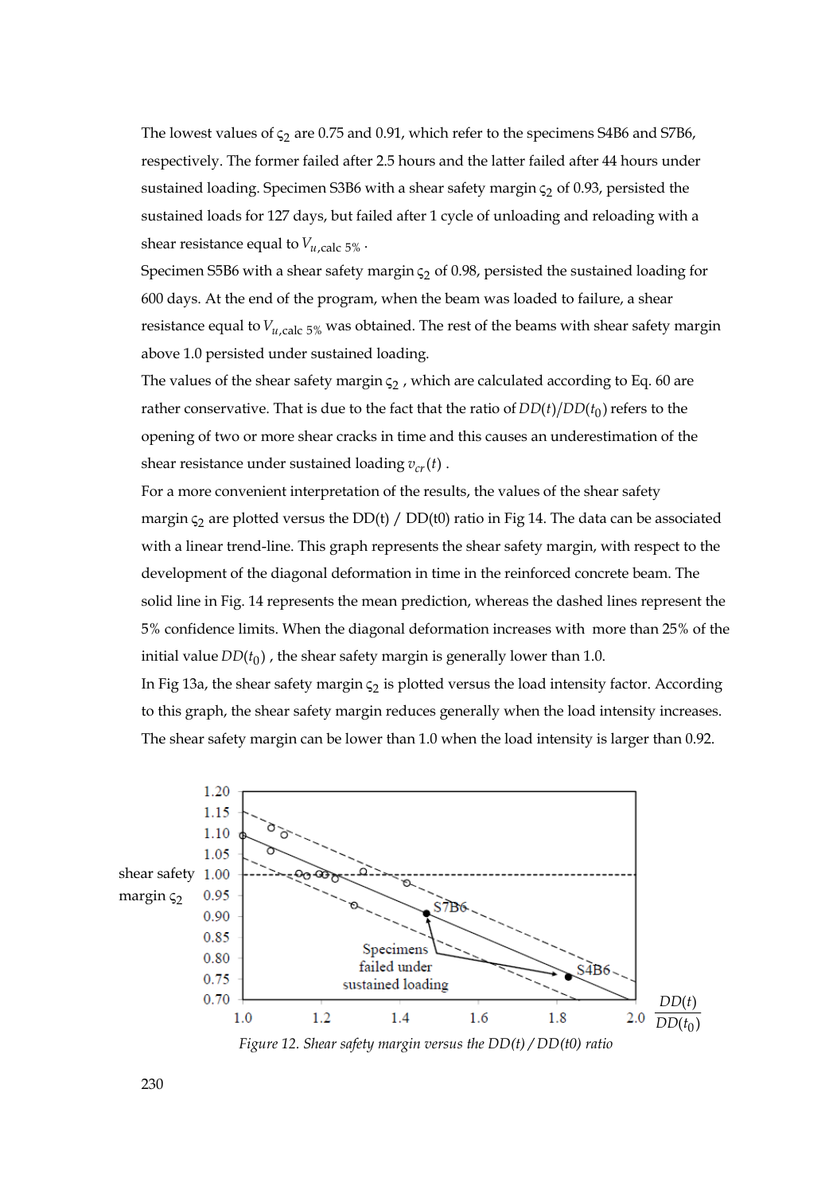The lowest values of $\varsigma_2$ are 0.75 and 0.91, which refer to the specimens S4B6 and S7B6, respectively. The former failed after 2.5 hours and the latter failed after 44 hours under sustained loading. Specimen S3B6 with a shear safety margin $\varsigma_2$ of 0.93, persisted the sustained loads for 127 days, but failed after 1 cycle of unloading and reloading with a shear resistance equal to $V_{u,\text{calc }5\%}$.

Specimen S5B6 with a shear safety margin $\varsigma_2$ of 0.98, persisted the sustained loading for 600 days. At the end of the program, when the beam was loaded to failure, a shear resistance equal to $V_{u,\text{calc }5\%}$ was obtained. The rest of the beams with shear safety margin above 1.0 persisted under sustained loading.

The values of the shear safety margin $\varsigma_2$, which are calculated according to Eq. 60 are rather conservative. That is due to the fact that the ratio of $DD(t)/DD(t_0)$ refers to the opening of two or more shear cracks in time and this causes an underestimation of the shear resistance under sustained loading $v_{cr}(t)$.

For a more convenient interpretation of the results, the values of the shear safety margin $\varsigma_2$ are plotted versus the DD(t) / DD(t0) ratio in Fig 14. The data can be associated with a linear trend-line. This graph represents the shear safety margin, with respect to the development of the diagonal deformation in time in the reinforced concrete beam. The solid line in Fig. 14 represents the mean prediction, whereas the dashed lines represent the 5% confidence limits. When the diagonal deformation increases with more than 25% of the initial value $DD(t_0)$, the shear safety margin is generally lower than 1.0.

In Fig 13a, the shear safety margin $\varsigma_2$ is plotted versus the load intensity factor. According to this graph, the shear safety margin reduces generally when the load intensity increases. The shear safety margin can be lower than 1.0 when the load intensity is larger than 0.92.

*Figure 12. Shear safety margin versus the DD(t) / DD(t0) ratio*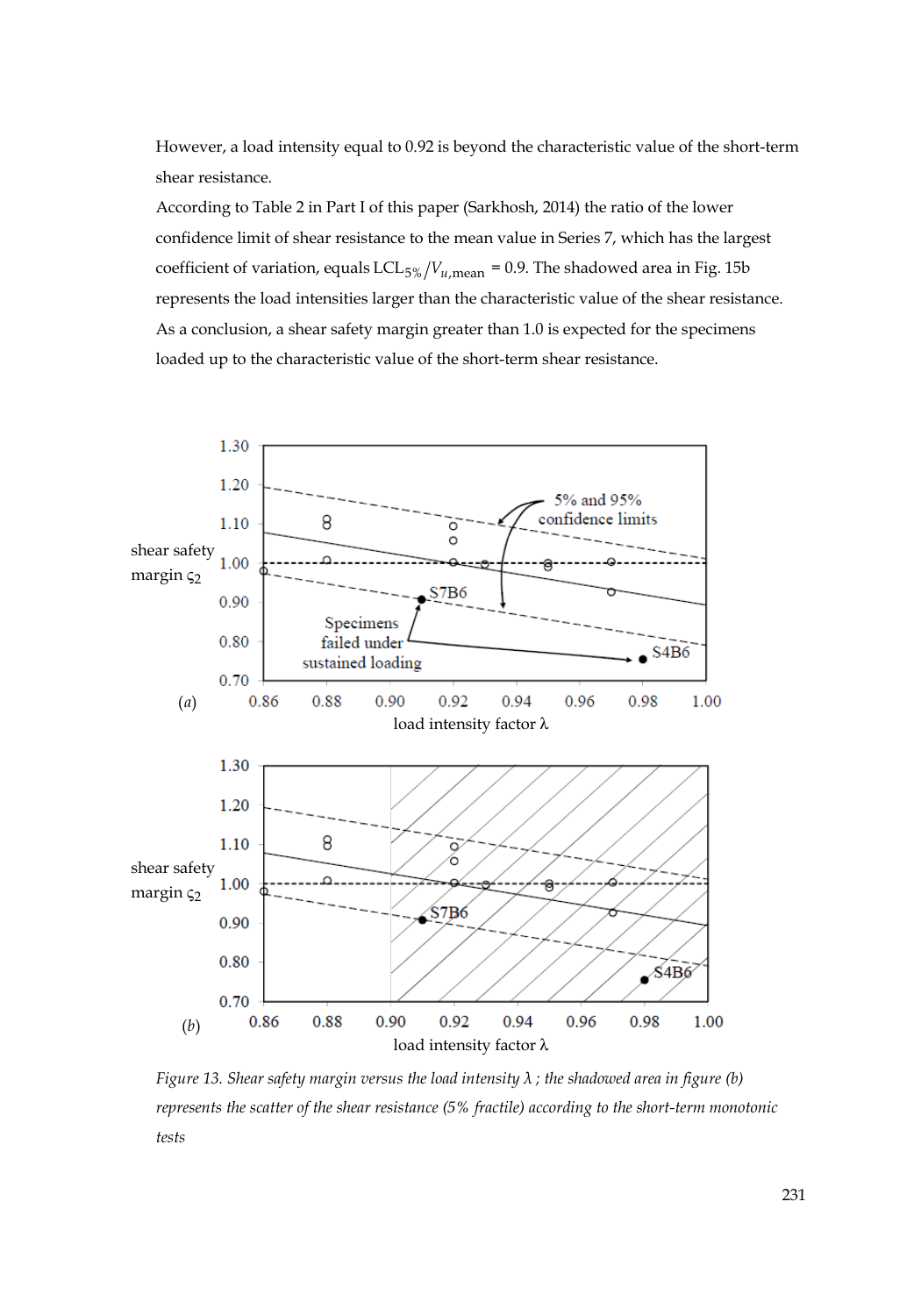However, a load intensity equal to 0.92 is beyond the characteristic value of the short-term shear resistance.

According to Table 2 in Part I of this paper (Sarkhosh, 2014) the ratio of the lower confidence limit of shear resistance to the mean value in Series 7, which has the largest coefficient of variation, equals $LCL_{5\%}/V_{u,\text{mean}}$ = 0.9. The shadowed area in Fig. 15b represents the load intensities larger than the characteristic value of the shear resistance. As a conclusion, a shear safety margin greater than 1.0 is expected for the specimens loaded up to the characteristic value of the short-term shear resistance.

*Figure 13. Shear safety margin versus the load intensity λ ; the shadowed area in figure (b) represents the scatter of the shear resistance (5% fractile) according to the short-term monotonic tests*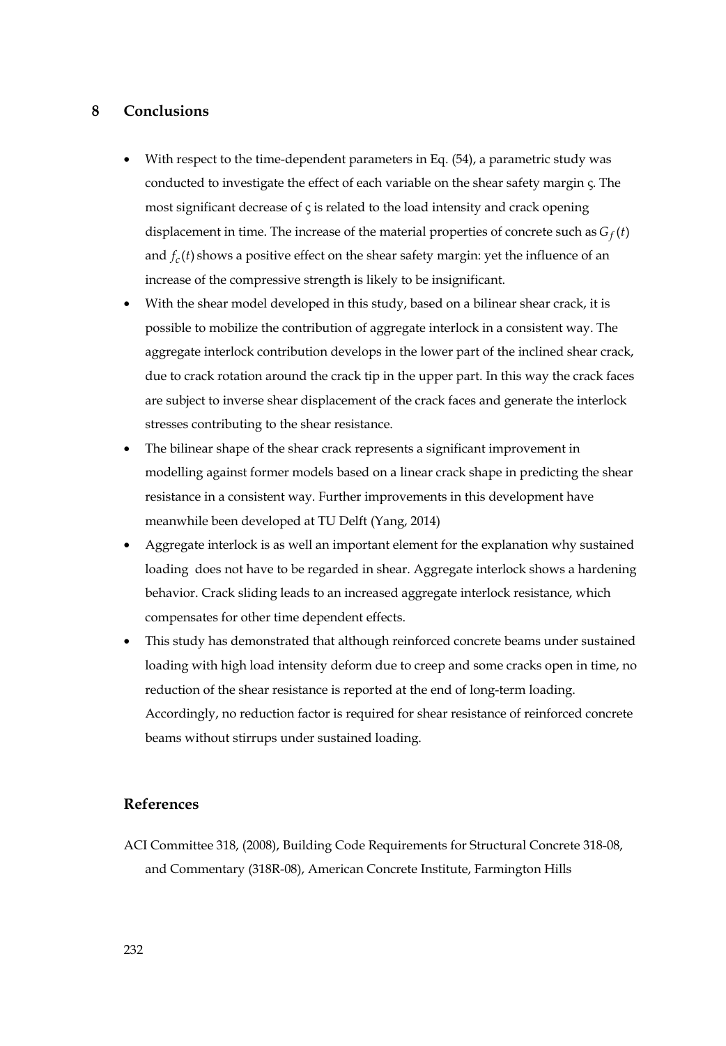## 8 Conclusions

- With respect to the time-dependent parameters in Eq. (54), a parametric study was conducted to investigate the effect of each variable on the shear safety margin ς. The most significant decrease of ς is related to the load intensity and crack opening displacement in time. The increase of the material properties of concrete such as $G_f(t)$ and $f_c(t)$ shows a positive effect on the shear safety margin: yet the influence of an increase of the compressive strength is likely to be insignificant.
- With the shear model developed in this study, based on a bilinear shear crack, it is possible to mobilize the contribution of aggregate interlock in a consistent way. The aggregate interlock contribution develops in the lower part of the inclined shear crack, due to crack rotation around the crack tip in the upper part. In this way the crack faces are subject to inverse shear displacement of the crack faces and generate the interlock stresses contributing to the shear resistance.
- The bilinear shape of the shear crack represents a significant improvement in modelling against former models based on a linear crack shape in predicting the shear resistance in a consistent way. Further improvements in this development have meanwhile been developed at TU Delft (Yang, 2014)
- Aggregate interlock is as well an important element for the explanation why sustained loading does not have to be regarded in shear. Aggregate interlock shows a hardening behavior. Crack sliding leads to an increased aggregate interlock resistance, which compensates for other time dependent effects.
- This study has demonstrated that although reinforced concrete beams under sustained loading with high load intensity deform due to creep and some cracks open in time, no reduction of the shear resistance is reported at the end of long-term loading. Accordingly, no reduction factor is required for shear resistance of reinforced concrete beams without stirrups under sustained loading.

## References

ACI Committee 318, (2008), Building Code Requirements for Structural Concrete 318-08, and Commentary (318R-08), American Concrete Institute, Farmington Hills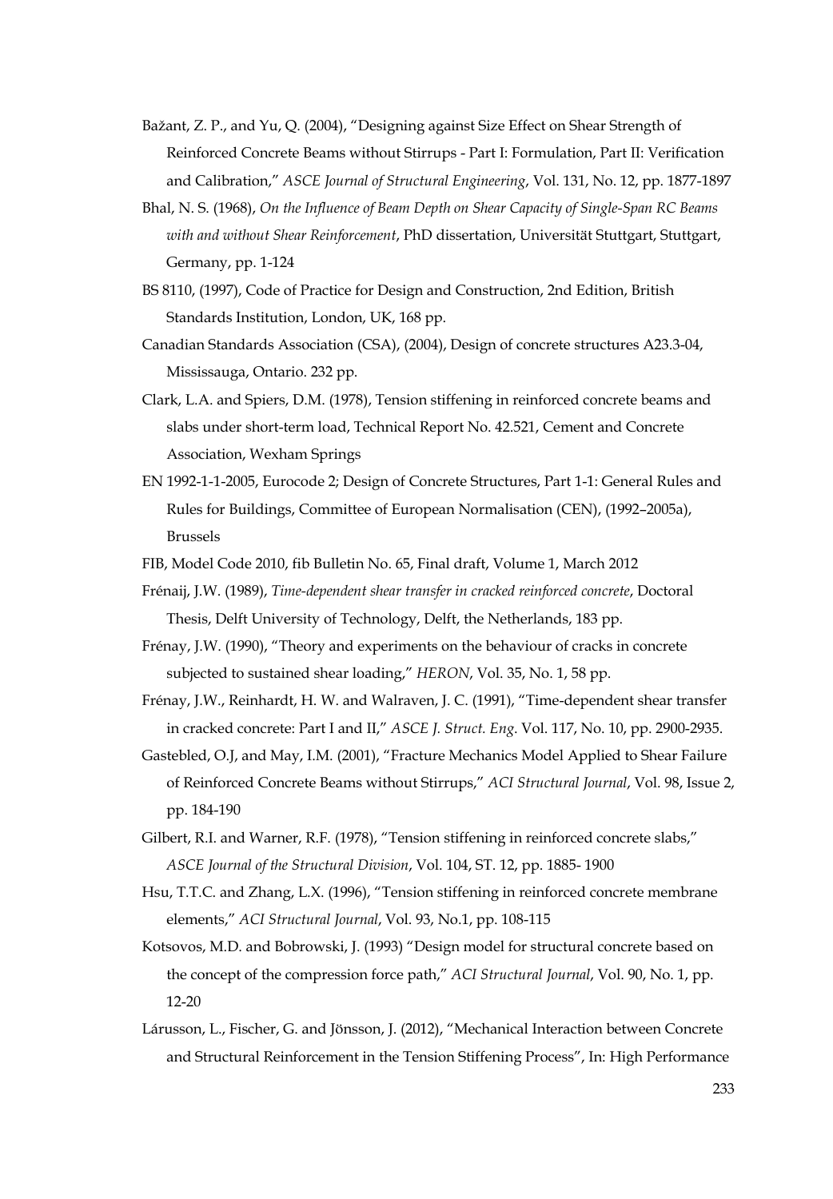Bažant, Z. P., and Yu, Q. (2004), "Designing against Size Effect on Shear Strength of Reinforced Concrete Beams without Stirrups - Part I: Formulation, Part II: Verification and Calibration," *ASCE Journal of Structural Engineering*, Vol. 131, No. 12, pp. 1877-1897

Bhal, N. S. (1968), *On the Influence of Beam Depth on Shear Capacity of Single-Span RC Beams with and without Shear Reinforcement*, PhD dissertation, Universität Stuttgart, Stuttgart, Germany, pp. 1-124

BS 8110, (1997), Code of Practice for Design and Construction, 2nd Edition, British Standards Institution, London, UK, 168 pp.

Canadian Standards Association (CSA), (2004), Design of concrete structures A23.3-04, Mississauga, Ontario. 232 pp.

Clark, L.A. and Spiers, D.M. (1978), Tension stiffening in reinforced concrete beams and slabs under short-term load, Technical Report No. 42.521, Cement and Concrete Association, Wexham Springs

EN 1992-1-1-2005, Eurocode 2; Design of Concrete Structures, Part 1-1: General Rules and Rules for Buildings, Committee of European Normalisation (CEN), (1992–2005a), Brussels

FIB, Model Code 2010, fib Bulletin No. 65, Final draft, Volume 1, March 2012

Frénaij, J.W. (1989), *Time-dependent shear transfer in cracked reinforced concrete*, Doctoral Thesis, Delft University of Technology, Delft, the Netherlands, 183 pp.

Frénay, J.W. (1990), "Theory and experiments on the behaviour of cracks in concrete subjected to sustained shear loading," *HERON*, Vol. 35, No. 1, 58 pp.

Frénay, J.W., Reinhardt, H. W. and Walraven, J. C. (1991), "Time-dependent shear transfer in cracked concrete: Part I and II," *ASCE J. Struct. Eng*. Vol. 117, No. 10, pp. 2900-2935.

Gastebled, O.J, and May, I.M. (2001), "Fracture Mechanics Model Applied to Shear Failure of Reinforced Concrete Beams without Stirrups," *ACI Structural Journal*, Vol. 98, Issue 2, pp. 184-190

Gilbert, R.I. and Warner, R.F. (1978), "Tension stiffening in reinforced concrete slabs," *ASCE Journal of the Structural Division*, Vol. 104, ST. 12, pp. 1885- 1900

Hsu, T.T.C. and Zhang, L.X. (1996), "Tension stiffening in reinforced concrete membrane elements," *ACI Structural Journal*, Vol. 93, No.1, pp. 108-115

Kotsovos, M.D. and Bobrowski, J. (1993) "Design model for structural concrete based on the concept of the compression force path," *ACI Structural Journal*, Vol. 90, No. 1, pp. 12-20

Lárusson, L., Fischer, G. and Jönsson, J. (2012), "Mechanical Interaction between Concrete and Structural Reinforcement in the Tension Stiffening Process", In: High Performance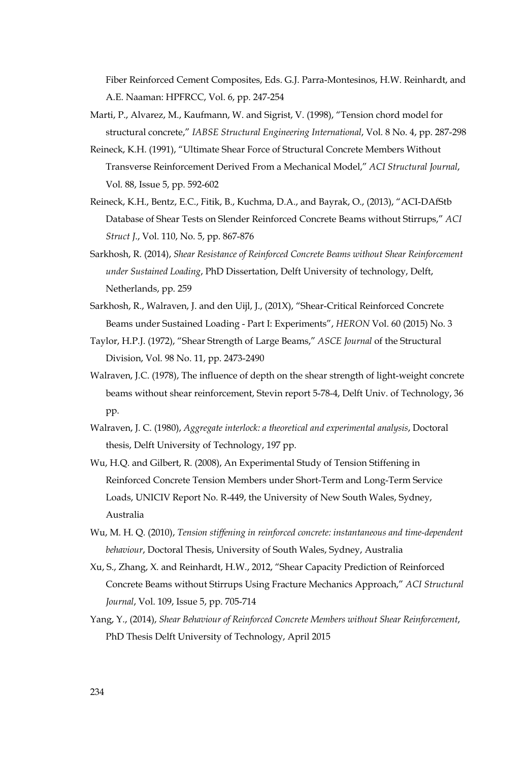Fiber Reinforced Cement Composites, Eds. G.J. Parra-Montesinos, H.W. Reinhardt, and A.E. Naaman: HPFRCC, Vol. 6, pp. 247-254

Marti, P., Alvarez, M., Kaufmann, W. and Sigrist, V. (1998), "Tension chord model for structural concrete," *IABSE Structural Engineering International*, Vol. 8 No. 4, pp. 287-298

Reineck, K.H. (1991), "Ultimate Shear Force of Structural Concrete Members Without Transverse Reinforcement Derived From a Mechanical Model," *ACI Structural Journal*, Vol. 88, Issue 5, pp. 592-602

Reineck, K.H., Bentz, E.C., Fitik, B., Kuchma, D.A., and Bayrak, O., (2013), "ACI-DAfStb Database of Shear Tests on Slender Reinforced Concrete Beams without Stirrups," *ACI Struct J.*, Vol. 110, No. 5, pp. 867-876

Sarkhosh, R. (2014), *Shear Resistance of Reinforced Concrete Beams without Shear Reinforcement under Sustained Loading*, PhD Dissertation, Delft University of technology, Delft, Netherlands, pp. 259

Sarkhosh, R., Walraven, J. and den Uijl, J., (201X), "Shear-Critical Reinforced Concrete Beams under Sustained Loading - Part I: Experiments", *HERON* Vol. 60 (2015) No. 3

Taylor, H.P.J. (1972), "Shear Strength of Large Beams," *ASCE Journal* of the Structural Division, Vol. 98 No. 11, pp. 2473-2490

Walraven, J.C. (1978), The influence of depth on the shear strength of light-weight concrete beams without shear reinforcement, Stevin report 5-78-4, Delft Univ. of Technology, 36 pp.

Walraven, J. C. (1980), *Aggregate interlock: a theoretical and experimental analysis*, Doctoral thesis, Delft University of Technology, 197 pp.

Wu, H.Q. and Gilbert, R. (2008), An Experimental Study of Tension Stiffening in Reinforced Concrete Tension Members under Short-Term and Long-Term Service Loads, UNICIV Report No. R-449, the University of New South Wales, Sydney, Australia

Wu, M. H. Q. (2010), *Tension stiffening in reinforced concrete: instantaneous and time-dependent behaviour*, Doctoral Thesis, University of South Wales, Sydney, Australia

Xu, S., Zhang, X. and Reinhardt, H.W., 2012, "Shear Capacity Prediction of Reinforced Concrete Beams without Stirrups Using Fracture Mechanics Approach," *ACI Structural Journal*, Vol. 109, Issue 5, pp. 705-714

Yang, Y., (2014), *Shear Behaviour of Reinforced Concrete Members without Shear Reinforcement*, PhD Thesis Delft University of Technology, April 2015